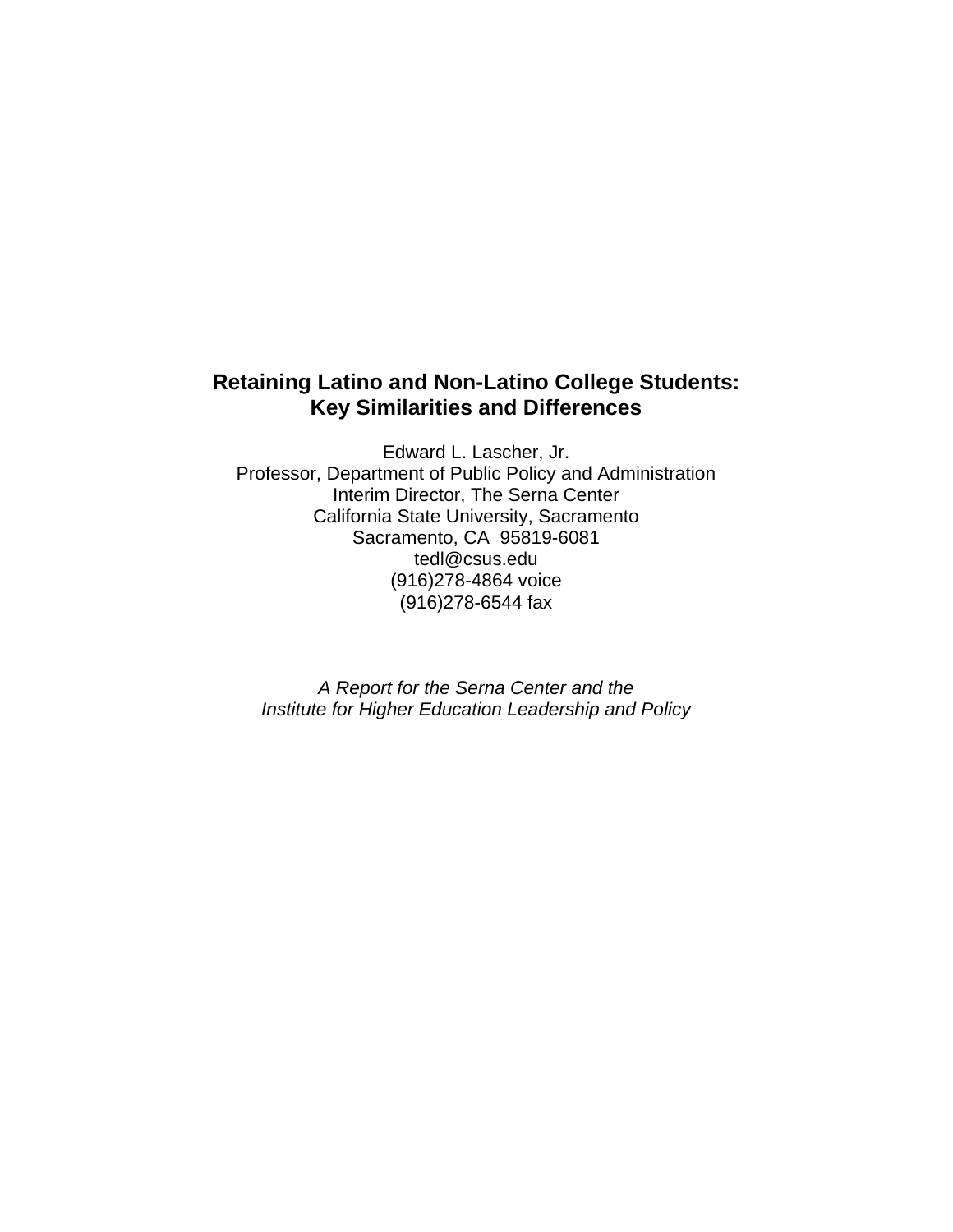# Retaining Latino and Non-Latino College Students: Key Similarities and Differences

Edward L. Lascher, Jr.
Professor, Department of Public Policy and Administration
Interim Director, The Serna Center
California State University, Sacramento
Sacramento, CA 95819-6081
tedl@csus.edu
(916)278-4864 voice
(916)278-6544 fax

*A Report for the Serna Center and the Institute for Higher Education Leadership and Policy*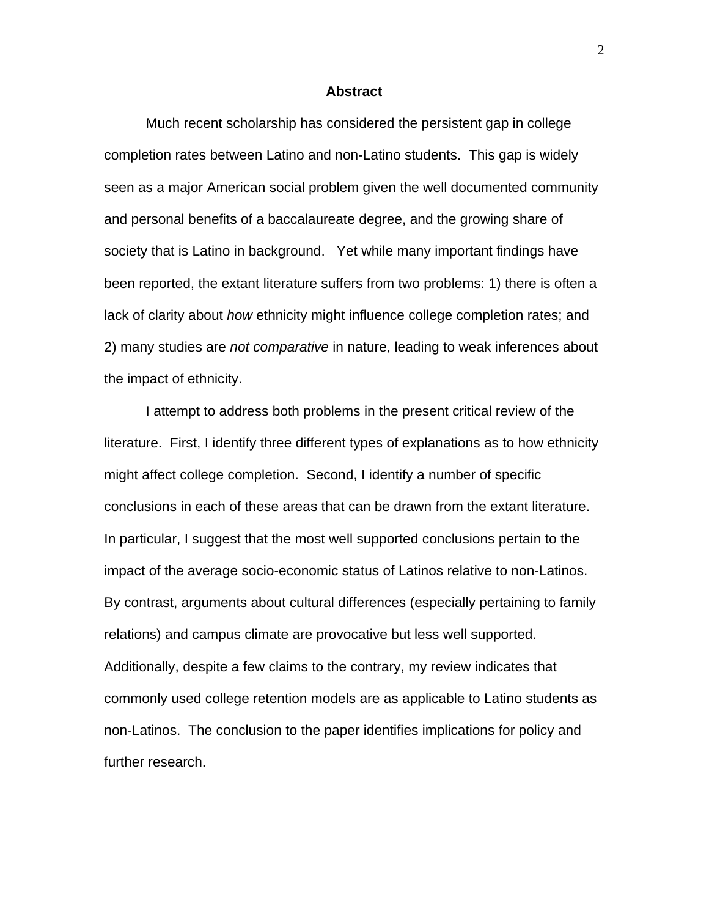## Abstract

Much recent scholarship has considered the persistent gap in college completion rates between Latino and non-Latino students. This gap is widely seen as a major American social problem given the well documented community and personal benefits of a baccalaureate degree, and the growing share of society that is Latino in background. Yet while many important findings have been reported, the extant literature suffers from two problems: 1) there is often a lack of clarity about *how* ethnicity might influence college completion rates; and 2) many studies are *not comparative* in nature, leading to weak inferences about the impact of ethnicity.

I attempt to address both problems in the present critical review of the literature. First, I identify three different types of explanations as to how ethnicity might affect college completion. Second, I identify a number of specific conclusions in each of these areas that can be drawn from the extant literature. In particular, I suggest that the most well supported conclusions pertain to the impact of the average socio-economic status of Latinos relative to non-Latinos. By contrast, arguments about cultural differences (especially pertaining to family relations) and campus climate are provocative but less well supported. Additionally, despite a few claims to the contrary, my review indicates that commonly used college retention models are as applicable to Latino students as non-Latinos. The conclusion to the paper identifies implications for policy and further research.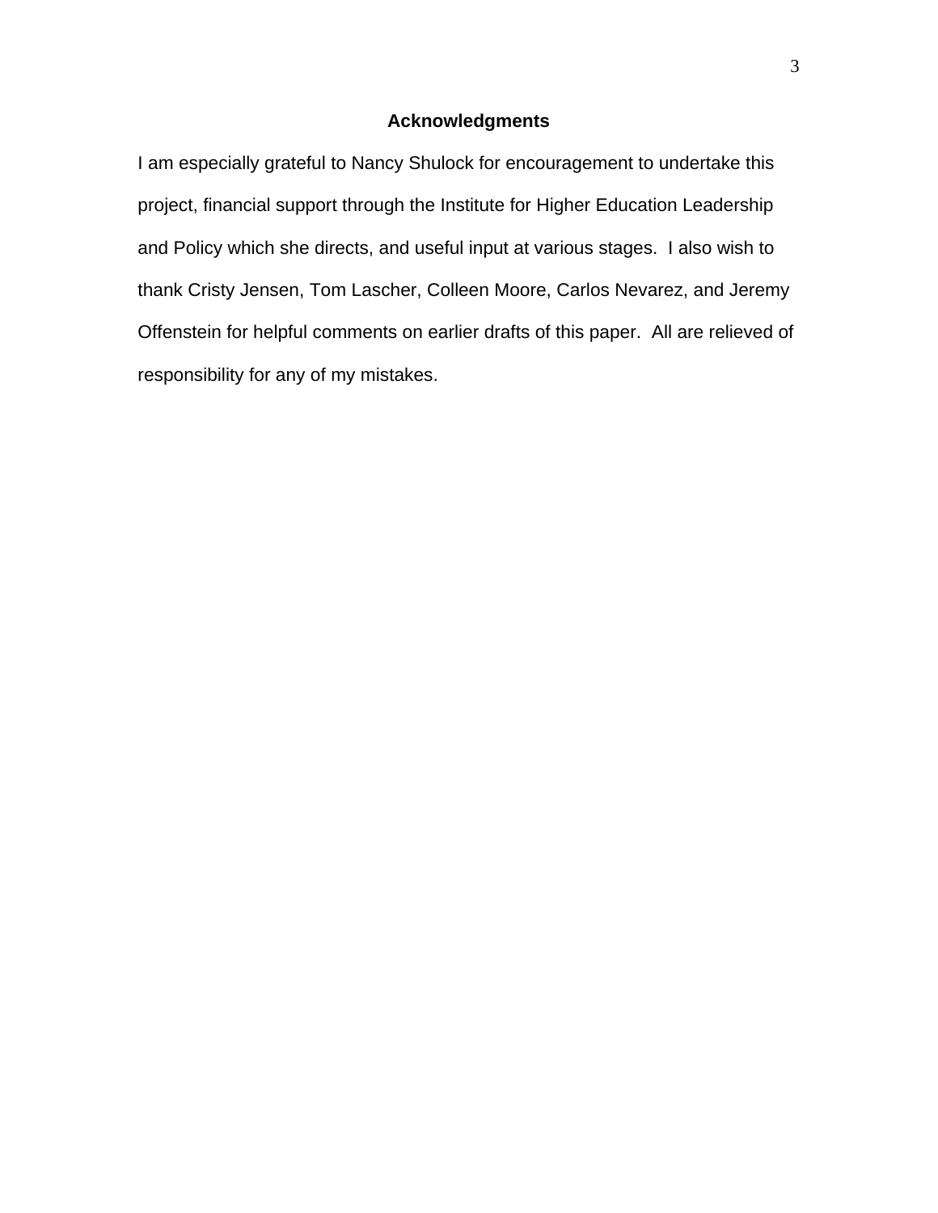## Acknowledgments

I am especially grateful to Nancy Shulock for encouragement to undertake this project, financial support through the Institute for Higher Education Leadership and Policy which she directs, and useful input at various stages. I also wish to thank Cristy Jensen, Tom Lascher, Colleen Moore, Carlos Nevarez, and Jeremy Offenstein for helpful comments on earlier drafts of this paper. All are relieved of responsibility for any of my mistakes.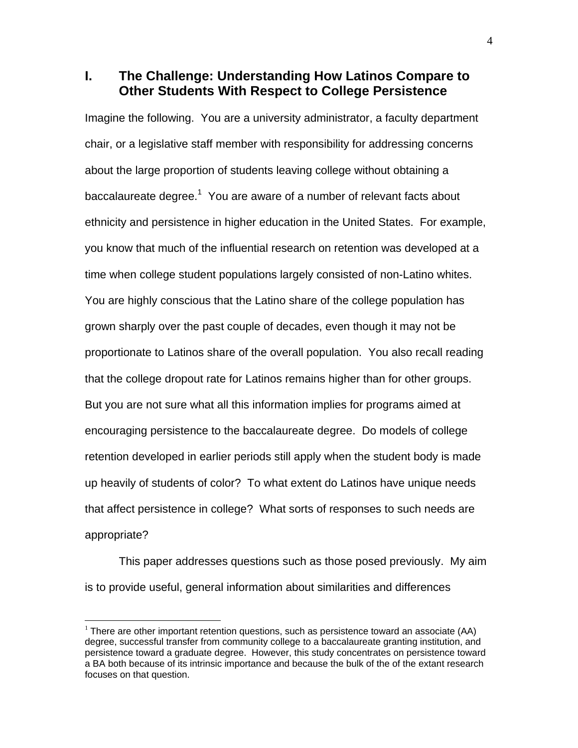## I. The Challenge: Understanding How Latinos Compare to Other Students With Respect to College Persistence

Imagine the following. You are a university administrator, a faculty department chair, or a legislative staff member with responsibility for addressing concerns about the large proportion of students leaving college without obtaining a baccalaureate degree.[1] You are aware of a number of relevant facts about ethnicity and persistence in higher education in the United States. For example, you know that much of the influential research on retention was developed at a time when college student populations largely consisted of non-Latino whites. You are highly conscious that the Latino share of the college population has grown sharply over the past couple of decades, even though it may not be proportionate to Latinos share of the overall population. You also recall reading that the college dropout rate for Latinos remains higher than for other groups. But you are not sure what all this information implies for programs aimed at encouraging persistence to the baccalaureate degree. Do models of college retention developed in earlier periods still apply when the student body is made up heavily of students of color? To what extent do Latinos have unique needs that affect persistence in college? What sorts of responses to such needs are appropriate?

This paper addresses questions such as those posed previously. My aim is to provide useful, general information about similarities and differences

[1] There are other important retention questions, such as persistence toward an associate (AA) degree, successful transfer from community college to a baccalaureate granting institution, and persistence toward a graduate degree. However, this study concentrates on persistence toward a BA both because of its intrinsic importance and because the bulk of the of the extant research focuses on that question.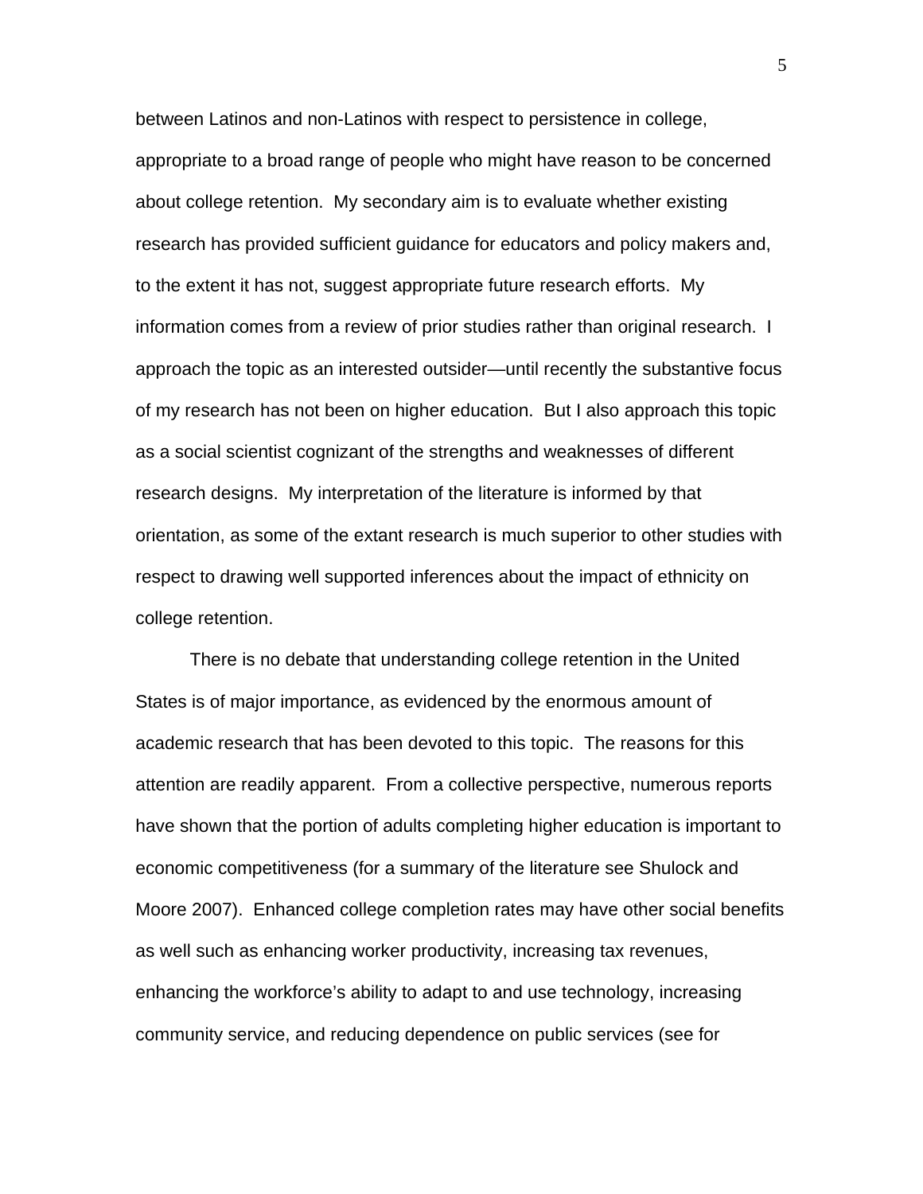between Latinos and non-Latinos with respect to persistence in college, appropriate to a broad range of people who might have reason to be concerned about college retention. My secondary aim is to evaluate whether existing research has provided sufficient guidance for educators and policy makers and, to the extent it has not, suggest appropriate future research efforts. My information comes from a review of prior studies rather than original research. I approach the topic as an interested outsider—until recently the substantive focus of my research has not been on higher education. But I also approach this topic as a social scientist cognizant of the strengths and weaknesses of different research designs. My interpretation of the literature is informed by that orientation, as some of the extant research is much superior to other studies with respect to drawing well supported inferences about the impact of ethnicity on college retention.

There is no debate that understanding college retention in the United States is of major importance, as evidenced by the enormous amount of academic research that has been devoted to this topic. The reasons for this attention are readily apparent. From a collective perspective, numerous reports have shown that the portion of adults completing higher education is important to economic competitiveness (for a summary of the literature see Shulock and Moore 2007). Enhanced college completion rates may have other social benefits as well such as enhancing worker productivity, increasing tax revenues, enhancing the workforce's ability to adapt to and use technology, increasing community service, and reducing dependence on public services (see for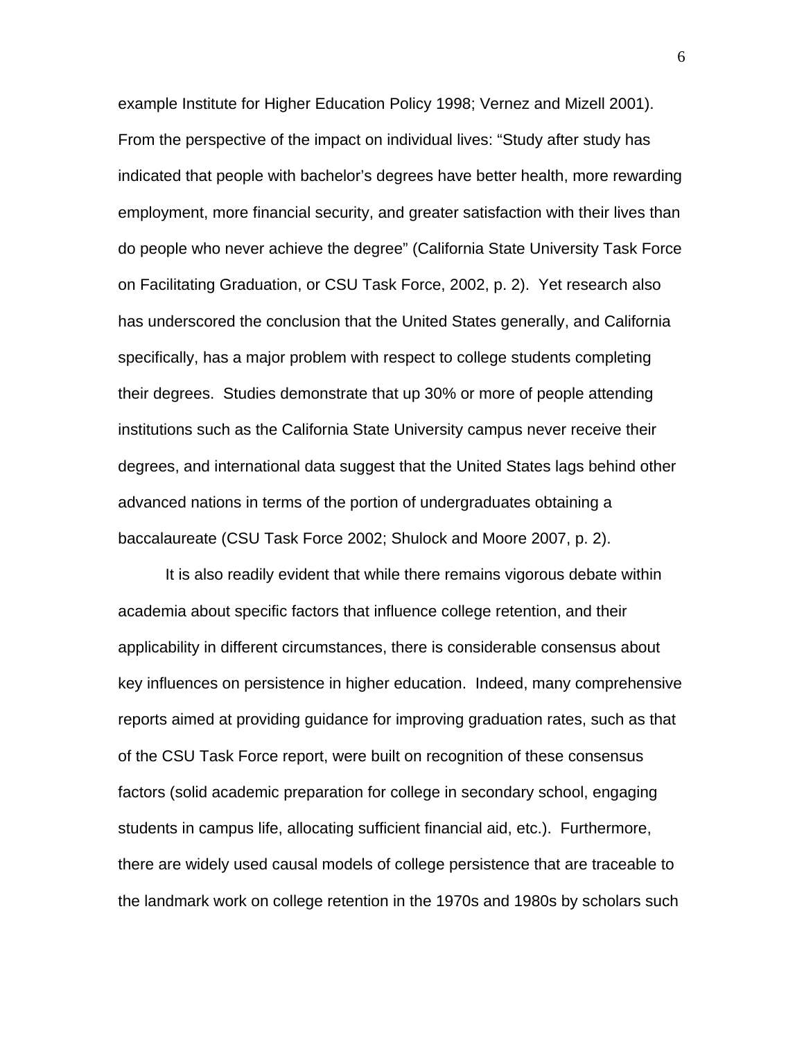example Institute for Higher Education Policy 1998; Vernez and Mizell 2001). From the perspective of the impact on individual lives: "Study after study has indicated that people with bachelor's degrees have better health, more rewarding employment, more financial security, and greater satisfaction with their lives than do people who never achieve the degree" (California State University Task Force on Facilitating Graduation, or CSU Task Force, 2002, p. 2). Yet research also has underscored the conclusion that the United States generally, and California specifically, has a major problem with respect to college students completing their degrees. Studies demonstrate that up 30% or more of people attending institutions such as the California State University campus never receive their degrees, and international data suggest that the United States lags behind other advanced nations in terms of the portion of undergraduates obtaining a baccalaureate (CSU Task Force 2002; Shulock and Moore 2007, p. 2).

It is also readily evident that while there remains vigorous debate within academia about specific factors that influence college retention, and their applicability in different circumstances, there is considerable consensus about key influences on persistence in higher education. Indeed, many comprehensive reports aimed at providing guidance for improving graduation rates, such as that of the CSU Task Force report, were built on recognition of these consensus factors (solid academic preparation for college in secondary school, engaging students in campus life, allocating sufficient financial aid, etc.). Furthermore, there are widely used causal models of college persistence that are traceable to the landmark work on college retention in the 1970s and 1980s by scholars such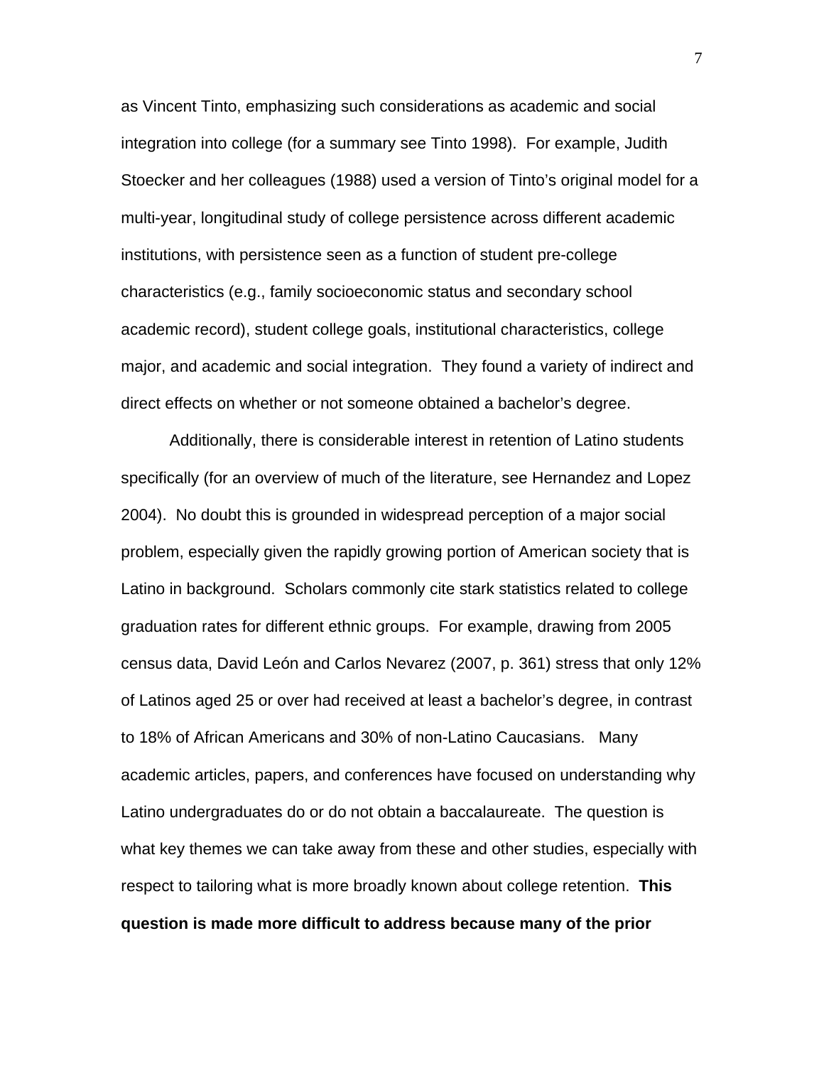as Vincent Tinto, emphasizing such considerations as academic and social integration into college (for a summary see Tinto 1998). For example, Judith Stoecker and her colleagues (1988) used a version of Tinto's original model for a multi-year, longitudinal study of college persistence across different academic institutions, with persistence seen as a function of student pre-college characteristics (e.g., family socioeconomic status and secondary school academic record), student college goals, institutional characteristics, college major, and academic and social integration. They found a variety of indirect and direct effects on whether or not someone obtained a bachelor's degree.

Additionally, there is considerable interest in retention of Latino students specifically (for an overview of much of the literature, see Hernandez and Lopez 2004). No doubt this is grounded in widespread perception of a major social problem, especially given the rapidly growing portion of American society that is Latino in background. Scholars commonly cite stark statistics related to college graduation rates for different ethnic groups. For example, drawing from 2005 census data, David León and Carlos Nevarez (2007, p. 361) stress that only 12% of Latinos aged 25 or over had received at least a bachelor's degree, in contrast to 18% of African Americans and 30% of non-Latino Caucasians. Many academic articles, papers, and conferences have focused on understanding why Latino undergraduates do or do not obtain a baccalaureate. The question is what key themes we can take away from these and other studies, especially with respect to tailoring what is more broadly known about college retention. **This question is made more difficult to address because many of the prior**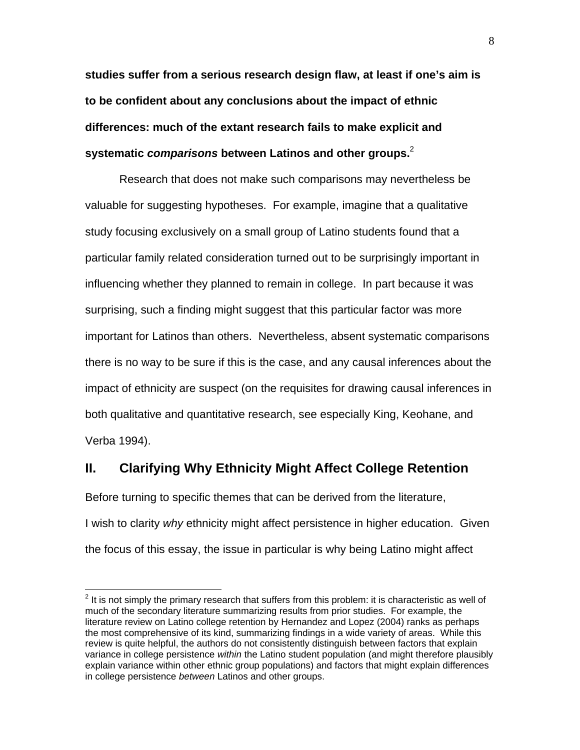**studies suffer from a serious research design flaw, at least if one's aim is to be confident about any conclusions about the impact of ethnic differences: much of the extant research fails to make explicit and systematic *comparisons* between Latinos and other groups.**[2]

Research that does not make such comparisons may nevertheless be valuable for suggesting hypotheses. For example, imagine that a qualitative study focusing exclusively on a small group of Latino students found that a particular family related consideration turned out to be surprisingly important in influencing whether they planned to remain in college. In part because it was surprising, such a finding might suggest that this particular factor was more important for Latinos than others. Nevertheless, absent systematic comparisons there is no way to be sure if this is the case, and any causal inferences about the impact of ethnicity are suspect (on the requisites for drawing causal inferences in both qualitative and quantitative research, see especially King, Keohane, and Verba 1994).

## II. Clarifying Why Ethnicity Might Affect College Retention

Before turning to specific themes that can be derived from the literature, I wish to clarity *why* ethnicity might affect persistence in higher education. Given the focus of this essay, the issue in particular is why being Latino might affect

---

[2] It is not simply the primary research that suffers from this problem: it is characteristic as well of much of the secondary literature summarizing results from prior studies. For example, the literature review on Latino college retention by Hernandez and Lopez (2004) ranks as perhaps the most comprehensive of its kind, summarizing findings in a wide variety of areas. While this review is quite helpful, the authors do not consistently distinguish between factors that explain variance in college persistence *within* the Latino student population (and might therefore plausibly explain variance within other ethnic group populations) and factors that might explain differences in college persistence *between* Latinos and other groups.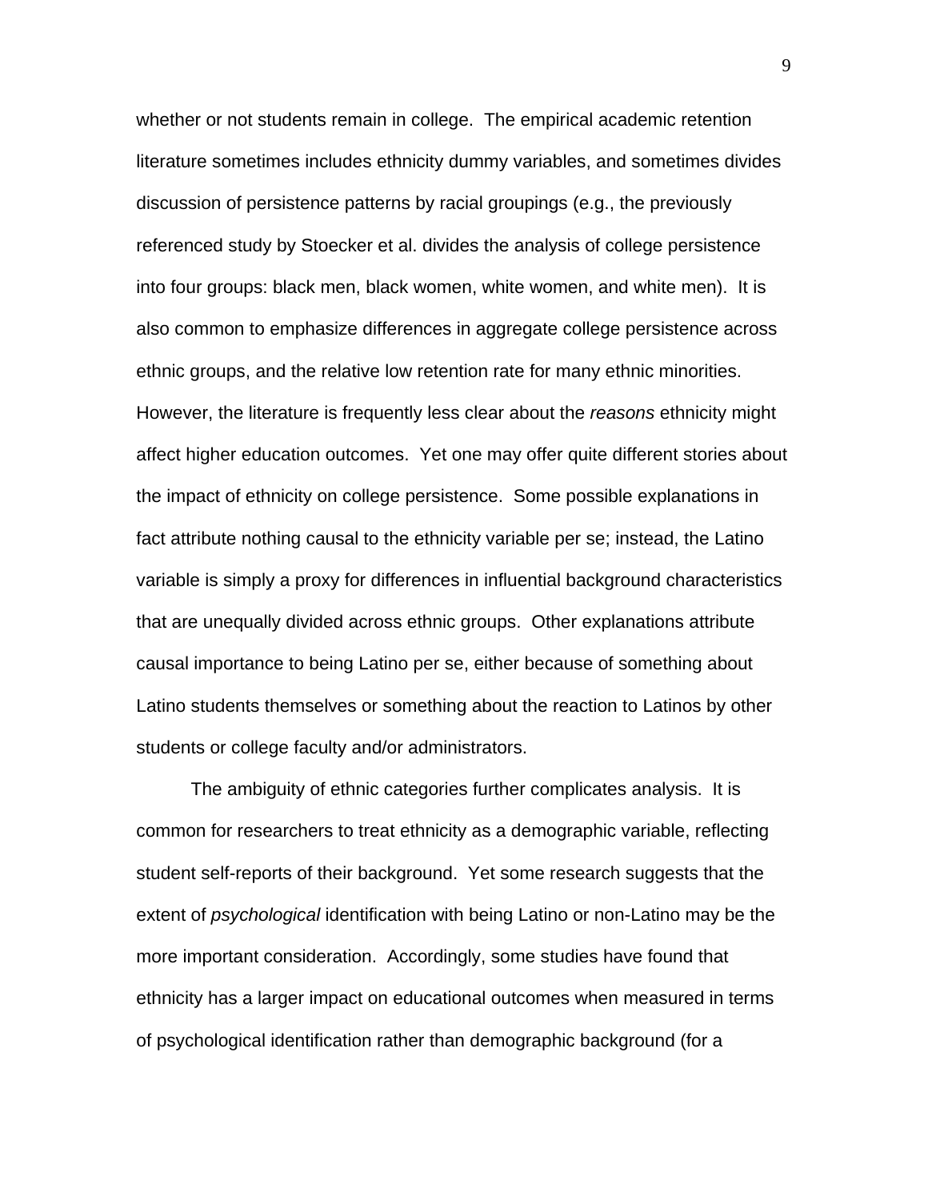whether or not students remain in college. The empirical academic retention literature sometimes includes ethnicity dummy variables, and sometimes divides discussion of persistence patterns by racial groupings (e.g., the previously referenced study by Stoecker et al. divides the analysis of college persistence into four groups: black men, black women, white women, and white men). It is also common to emphasize differences in aggregate college persistence across ethnic groups, and the relative low retention rate for many ethnic minorities. However, the literature is frequently less clear about the *reasons* ethnicity might affect higher education outcomes. Yet one may offer quite different stories about the impact of ethnicity on college persistence. Some possible explanations in fact attribute nothing causal to the ethnicity variable per se; instead, the Latino variable is simply a proxy for differences in influential background characteristics that are unequally divided across ethnic groups. Other explanations attribute causal importance to being Latino per se, either because of something about Latino students themselves or something about the reaction to Latinos by other students or college faculty and/or administrators.

The ambiguity of ethnic categories further complicates analysis. It is common for researchers to treat ethnicity as a demographic variable, reflecting student self-reports of their background. Yet some research suggests that the extent of *psychological* identification with being Latino or non-Latino may be the more important consideration. Accordingly, some studies have found that ethnicity has a larger impact on educational outcomes when measured in terms of psychological identification rather than demographic background (for a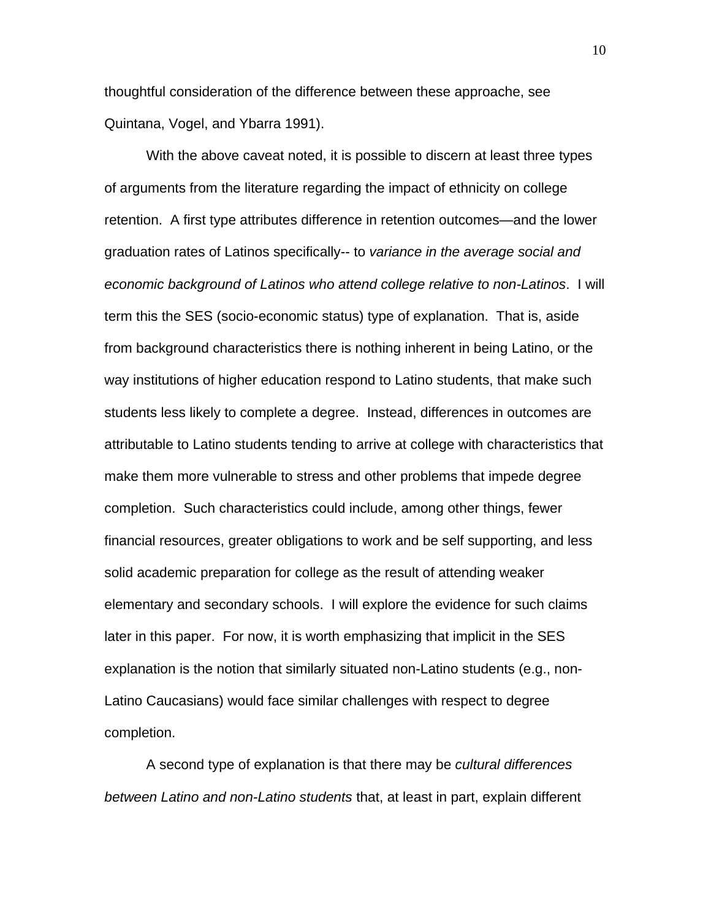thoughtful consideration of the difference between these approache, see Quintana, Vogel, and Ybarra 1991).

With the above caveat noted, it is possible to discern at least three types of arguments from the literature regarding the impact of ethnicity on college retention. A first type attributes difference in retention outcomes—and the lower graduation rates of Latinos specifically-- to *variance in the average social and economic background of Latinos who attend college relative to non-Latinos*. I will term this the SES (socio-economic status) type of explanation. That is, aside from background characteristics there is nothing inherent in being Latino, or the way institutions of higher education respond to Latino students, that make such students less likely to complete a degree. Instead, differences in outcomes are attributable to Latino students tending to arrive at college with characteristics that make them more vulnerable to stress and other problems that impede degree completion. Such characteristics could include, among other things, fewer financial resources, greater obligations to work and be self supporting, and less solid academic preparation for college as the result of attending weaker elementary and secondary schools. I will explore the evidence for such claims later in this paper. For now, it is worth emphasizing that implicit in the SES explanation is the notion that similarly situated non-Latino students (e.g., non-Latino Caucasians) would face similar challenges with respect to degree completion.

A second type of explanation is that there may be *cultural differences between Latino and non-Latino students* that, at least in part, explain different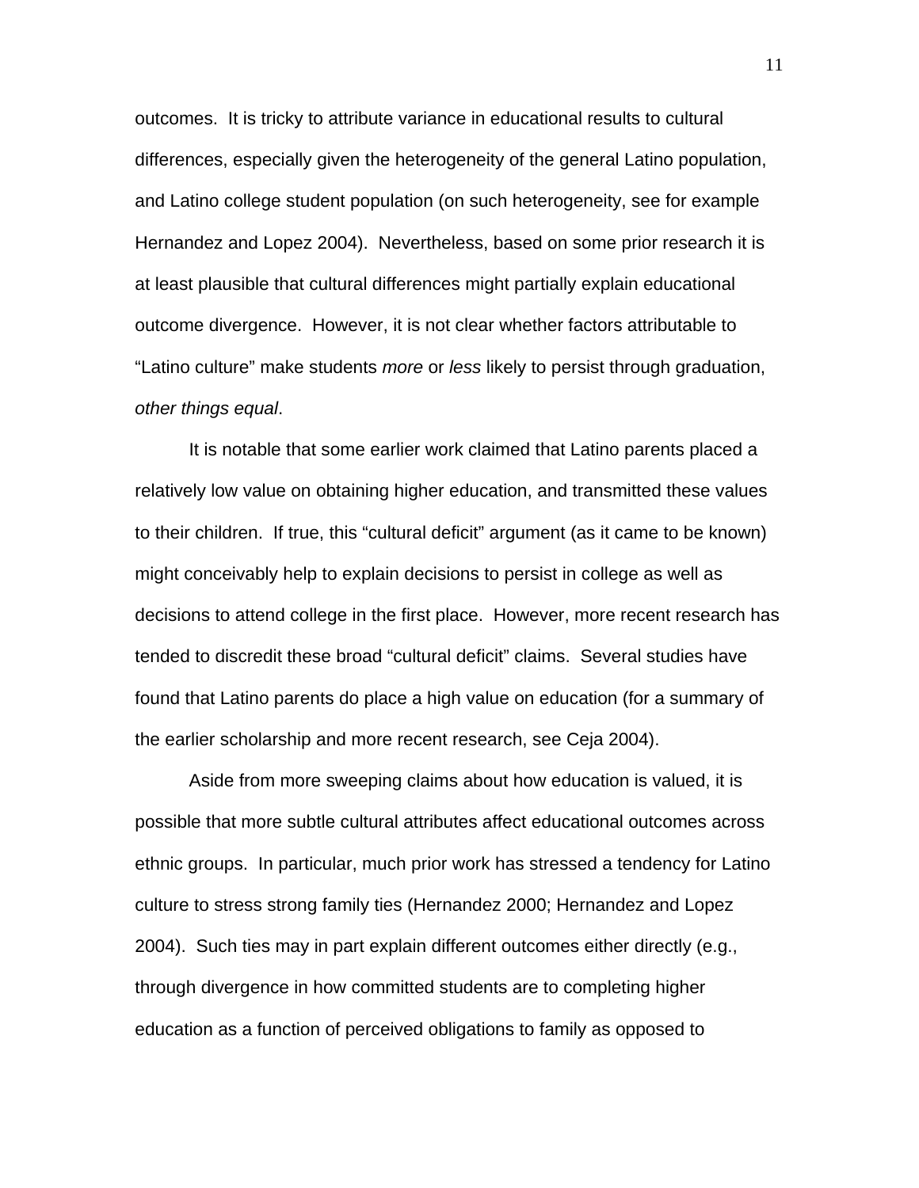outcomes.  It is tricky to attribute variance in educational results to cultural differences, especially given the heterogeneity of the general Latino population, and Latino college student population (on such heterogeneity, see for example Hernandez and Lopez 2004).  Nevertheless, based on some prior research it is at least plausible that cultural differences might partially explain educational outcome divergence.  However, it is not clear whether factors attributable to "Latino culture" make students *more* or *less* likely to persist through graduation, *other things equal*.

It is notable that some earlier work claimed that Latino parents placed a relatively low value on obtaining higher education, and transmitted these values to their children.  If true, this "cultural deficit" argument (as it came to be known) might conceivably help to explain decisions to persist in college as well as decisions to attend college in the first place.  However, more recent research has tended to discredit these broad "cultural deficit" claims.  Several studies have found that Latino parents do place a high value on education (for a summary of the earlier scholarship and more recent research, see Ceja 2004).

Aside from more sweeping claims about how education is valued, it is possible that more subtle cultural attributes affect educational outcomes across ethnic groups.  In particular, much prior work has stressed a tendency for Latino culture to stress strong family ties (Hernandez 2000; Hernandez and Lopez 2004).  Such ties may in part explain different outcomes either directly (e.g., through divergence in how committed students are to completing higher education as a function of perceived obligations to family as opposed to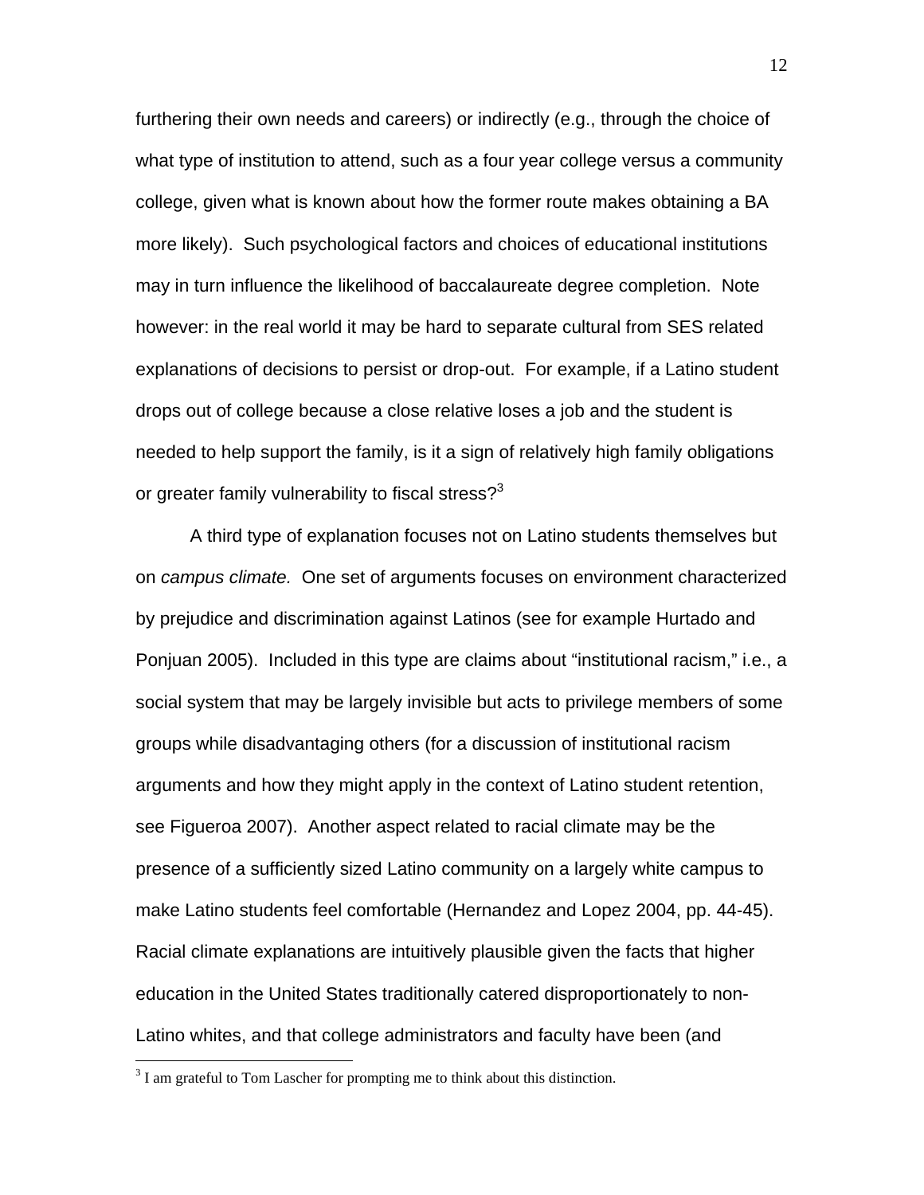furthering their own needs and careers) or indirectly (e.g., through the choice of what type of institution to attend, such as a four year college versus a community college, given what is known about how the former route makes obtaining a BA more likely). Such psychological factors and choices of educational institutions may in turn influence the likelihood of baccalaureate degree completion. Note however: in the real world it may be hard to separate cultural from SES related explanations of decisions to persist or drop-out. For example, if a Latino student drops out of college because a close relative loses a job and the student is needed to help support the family, is it a sign of relatively high family obligations or greater family vulnerability to fiscal stress?[3]

A third type of explanation focuses not on Latino students themselves but on *campus climate.* One set of arguments focuses on environment characterized by prejudice and discrimination against Latinos (see for example Hurtado and Ponjuan 2005). Included in this type are claims about "institutional racism," i.e., a social system that may be largely invisible but acts to privilege members of some groups while disadvantaging others (for a discussion of institutional racism arguments and how they might apply in the context of Latino student retention, see Figueroa 2007). Another aspect related to racial climate may be the presence of a sufficiently sized Latino community on a largely white campus to make Latino students feel comfortable (Hernandez and Lopez 2004, pp. 44-45). Racial climate explanations are intuitively plausible given the facts that higher education in the United States traditionally catered disproportionately to non-Latino whites, and that college administrators and faculty have been (and

[3] I am grateful to Tom Lascher for prompting me to think about this distinction.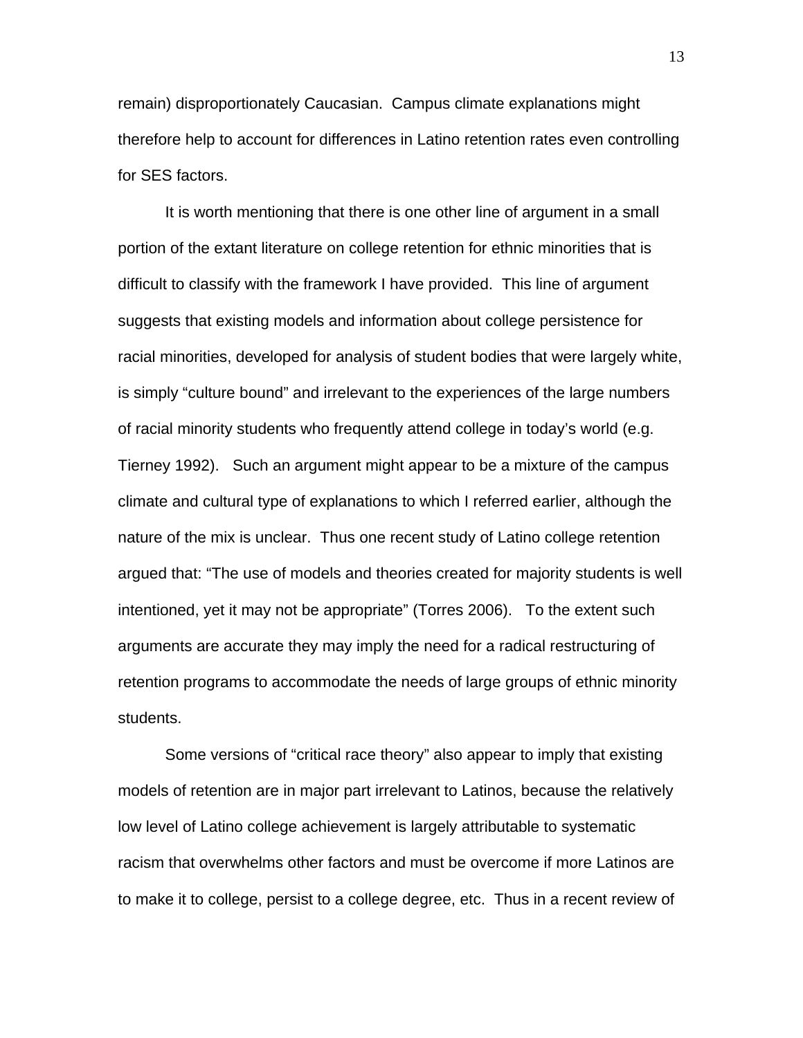remain) disproportionately Caucasian. Campus climate explanations might therefore help to account for differences in Latino retention rates even controlling for SES factors.

It is worth mentioning that there is one other line of argument in a small portion of the extant literature on college retention for ethnic minorities that is difficult to classify with the framework I have provided. This line of argument suggests that existing models and information about college persistence for racial minorities, developed for analysis of student bodies that were largely white, is simply “culture bound” and irrelevant to the experiences of the large numbers of racial minority students who frequently attend college in today’s world (e.g. Tierney 1992). Such an argument might appear to be a mixture of the campus climate and cultural type of explanations to which I referred earlier, although the nature of the mix is unclear. Thus one recent study of Latino college retention argued that: “The use of models and theories created for majority students is well intentioned, yet it may not be appropriate” (Torres 2006). To the extent such arguments are accurate they may imply the need for a radical restructuring of retention programs to accommodate the needs of large groups of ethnic minority students.

Some versions of “critical race theory” also appear to imply that existing models of retention are in major part irrelevant to Latinos, because the relatively low level of Latino college achievement is largely attributable to systematic racism that overwhelms other factors and must be overcome if more Latinos are to make it to college, persist to a college degree, etc. Thus in a recent review of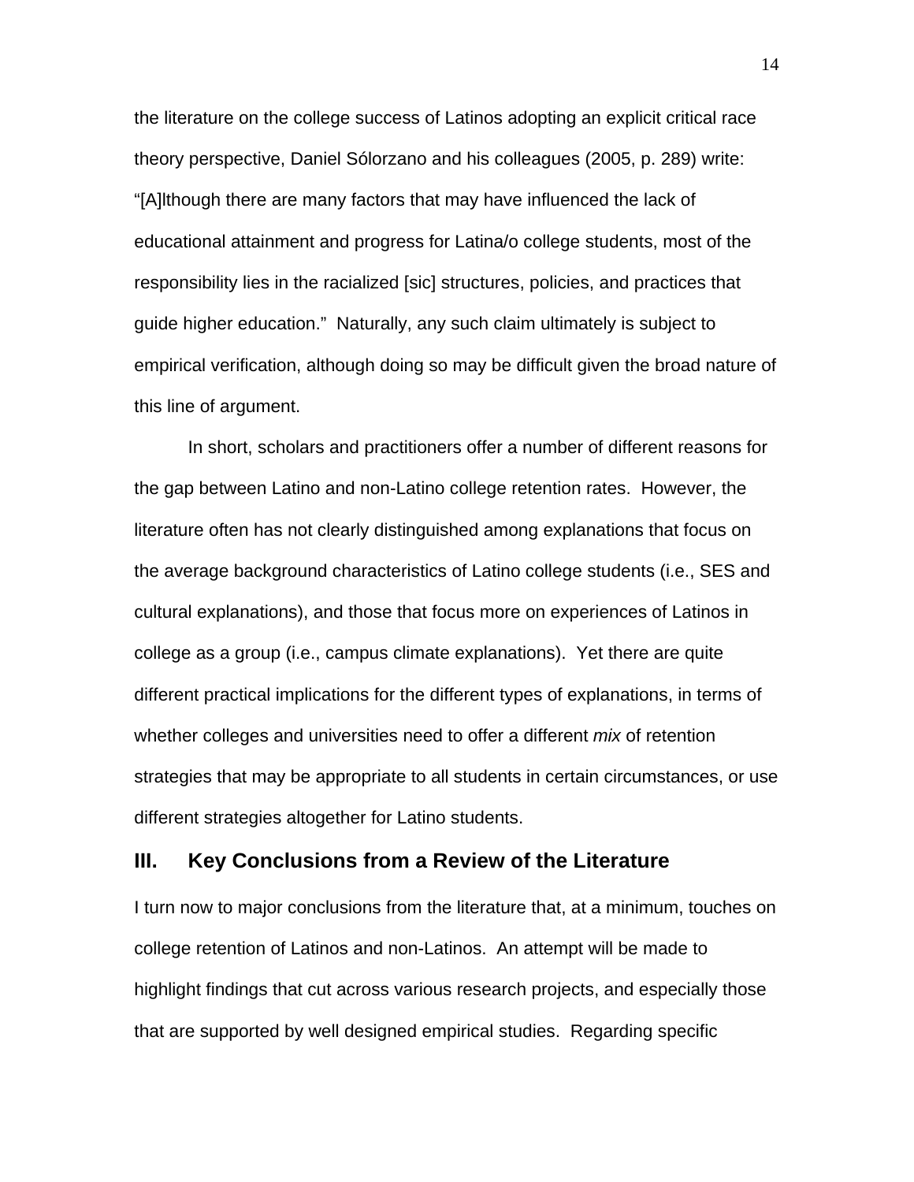the literature on the college success of Latinos adopting an explicit critical race theory perspective, Daniel Sólorzano and his colleagues (2005, p. 289) write: "[A]lthough there are many factors that may have influenced the lack of educational attainment and progress for Latina/o college students, most of the responsibility lies in the racialized [sic] structures, policies, and practices that guide higher education." Naturally, any such claim ultimately is subject to empirical verification, although doing so may be difficult given the broad nature of this line of argument.

In short, scholars and practitioners offer a number of different reasons for the gap between Latino and non-Latino college retention rates. However, the literature often has not clearly distinguished among explanations that focus on the average background characteristics of Latino college students (i.e., SES and cultural explanations), and those that focus more on experiences of Latinos in college as a group (i.e., campus climate explanations). Yet there are quite different practical implications for the different types of explanations, in terms of whether colleges and universities need to offer a different *mix* of retention strategies that may be appropriate to all students in certain circumstances, or use different strategies altogether for Latino students.

## III. Key Conclusions from a Review of the Literature

I turn now to major conclusions from the literature that, at a minimum, touches on college retention of Latinos and non-Latinos. An attempt will be made to highlight findings that cut across various research projects, and especially those that are supported by well designed empirical studies. Regarding specific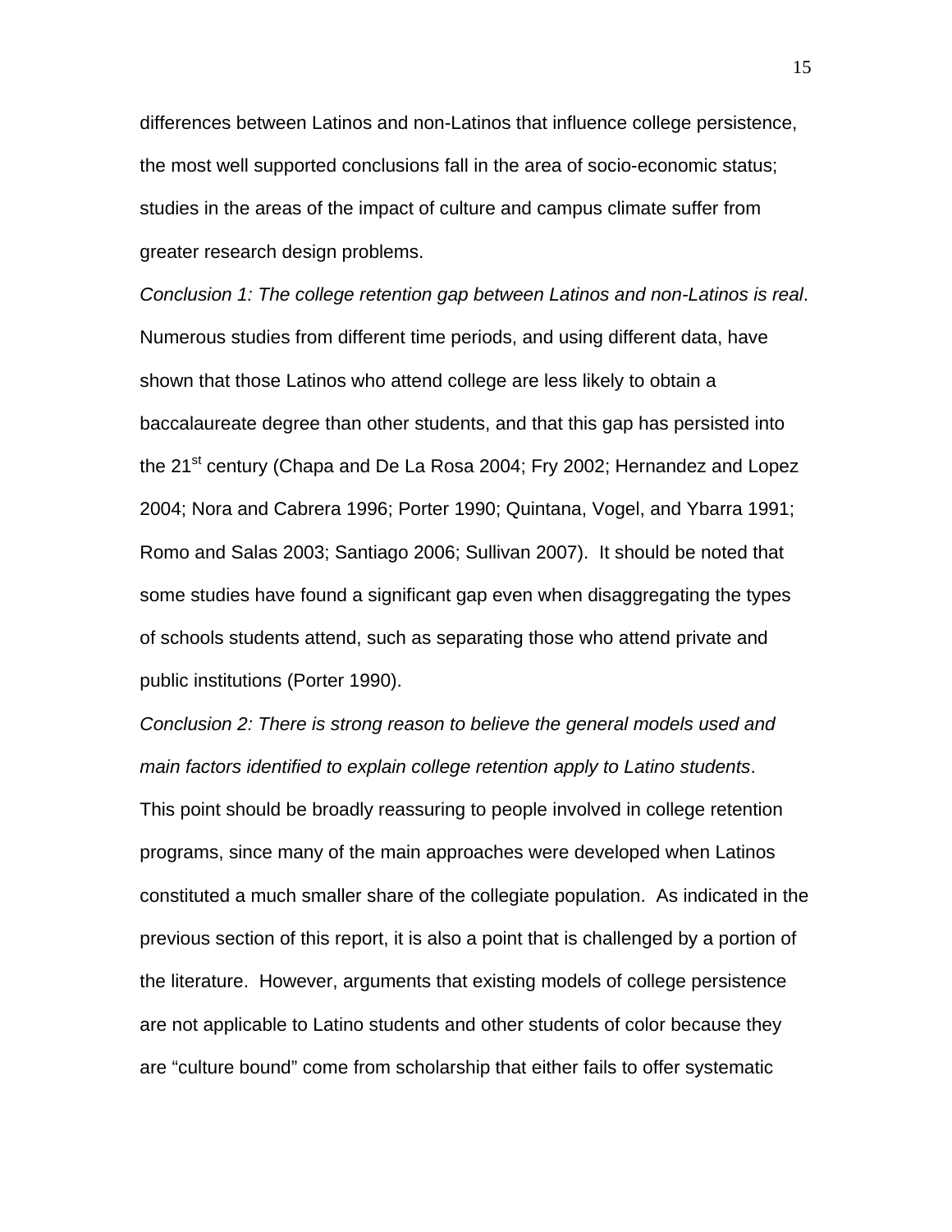differences between Latinos and non-Latinos that influence college persistence, the most well supported conclusions fall in the area of socio-economic status; studies in the areas of the impact of culture and campus climate suffer from greater research design problems.

*Conclusion 1: The college retention gap between Latinos and non-Latinos is real*. Numerous studies from different time periods, and using different data, have shown that those Latinos who attend college are less likely to obtain a baccalaureate degree than other students, and that this gap has persisted into the 21st century (Chapa and De La Rosa 2004; Fry 2002; Hernandez and Lopez 2004; Nora and Cabrera 1996; Porter 1990; Quintana, Vogel, and Ybarra 1991; Romo and Salas 2003; Santiago 2006; Sullivan 2007). It should be noted that some studies have found a significant gap even when disaggregating the types of schools students attend, such as separating those who attend private and public institutions (Porter 1990).

*Conclusion 2: There is strong reason to believe the general models used and main factors identified to explain college retention apply to Latino students*. This point should be broadly reassuring to people involved in college retention programs, since many of the main approaches were developed when Latinos constituted a much smaller share of the collegiate population. As indicated in the previous section of this report, it is also a point that is challenged by a portion of the literature. However, arguments that existing models of college persistence are not applicable to Latino students and other students of color because they are "culture bound" come from scholarship that either fails to offer systematic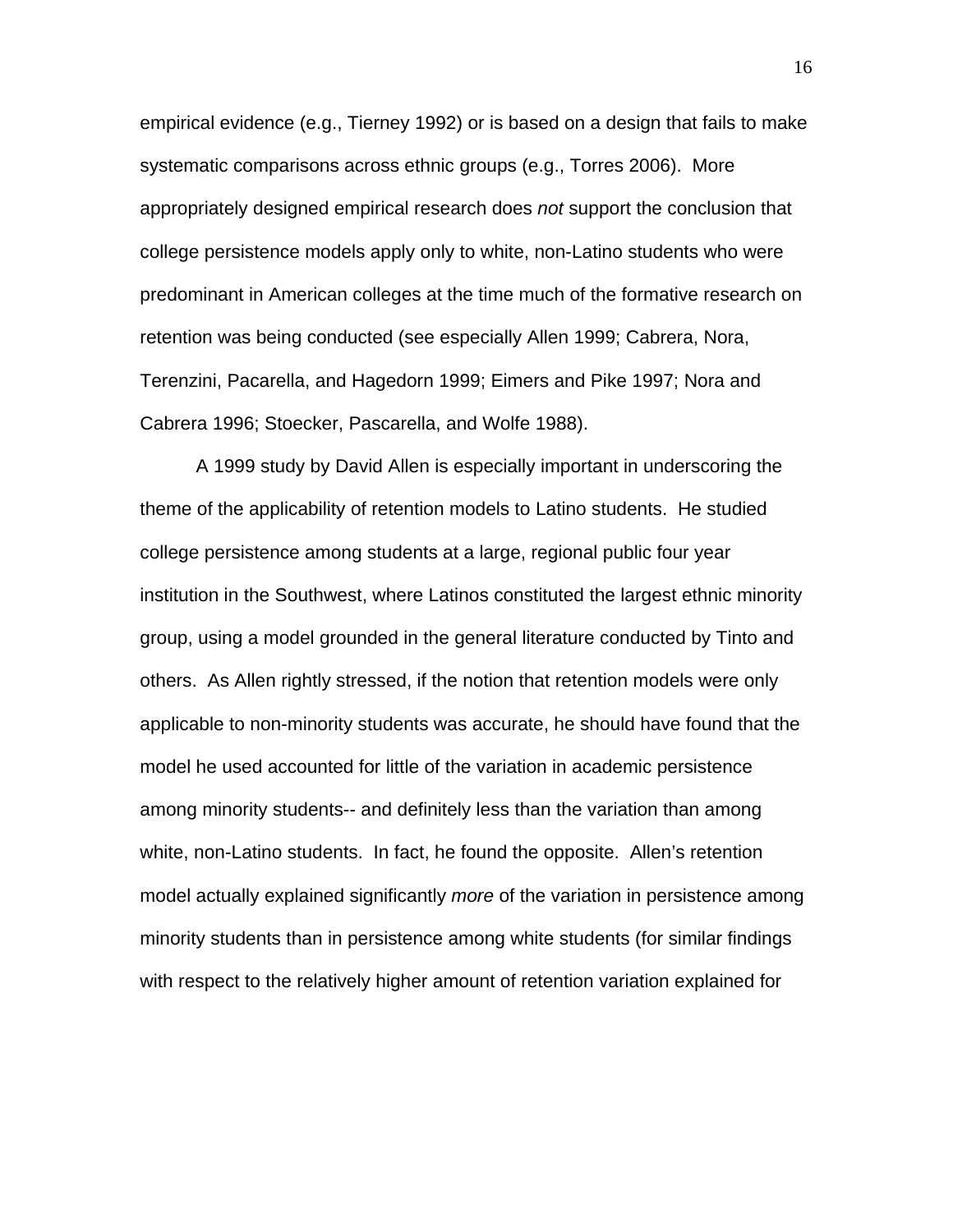empirical evidence (e.g., Tierney 1992) or is based on a design that fails to make systematic comparisons across ethnic groups (e.g., Torres 2006). More appropriately designed empirical research does *not* support the conclusion that college persistence models apply only to white, non-Latino students who were predominant in American colleges at the time much of the formative research on retention was being conducted (see especially Allen 1999; Cabrera, Nora, Terenzini, Pacarella, and Hagedorn 1999; Eimers and Pike 1997; Nora and Cabrera 1996; Stoecker, Pascarella, and Wolfe 1988).

A 1999 study by David Allen is especially important in underscoring the theme of the applicability of retention models to Latino students. He studied college persistence among students at a large, regional public four year institution in the Southwest, where Latinos constituted the largest ethnic minority group, using a model grounded in the general literature conducted by Tinto and others. As Allen rightly stressed, if the notion that retention models were only applicable to non-minority students was accurate, he should have found that the model he used accounted for little of the variation in academic persistence among minority students-- and definitely less than the variation than among white, non-Latino students. In fact, he found the opposite. Allen's retention model actually explained significantly *more* of the variation in persistence among minority students than in persistence among white students (for similar findings with respect to the relatively higher amount of retention variation explained for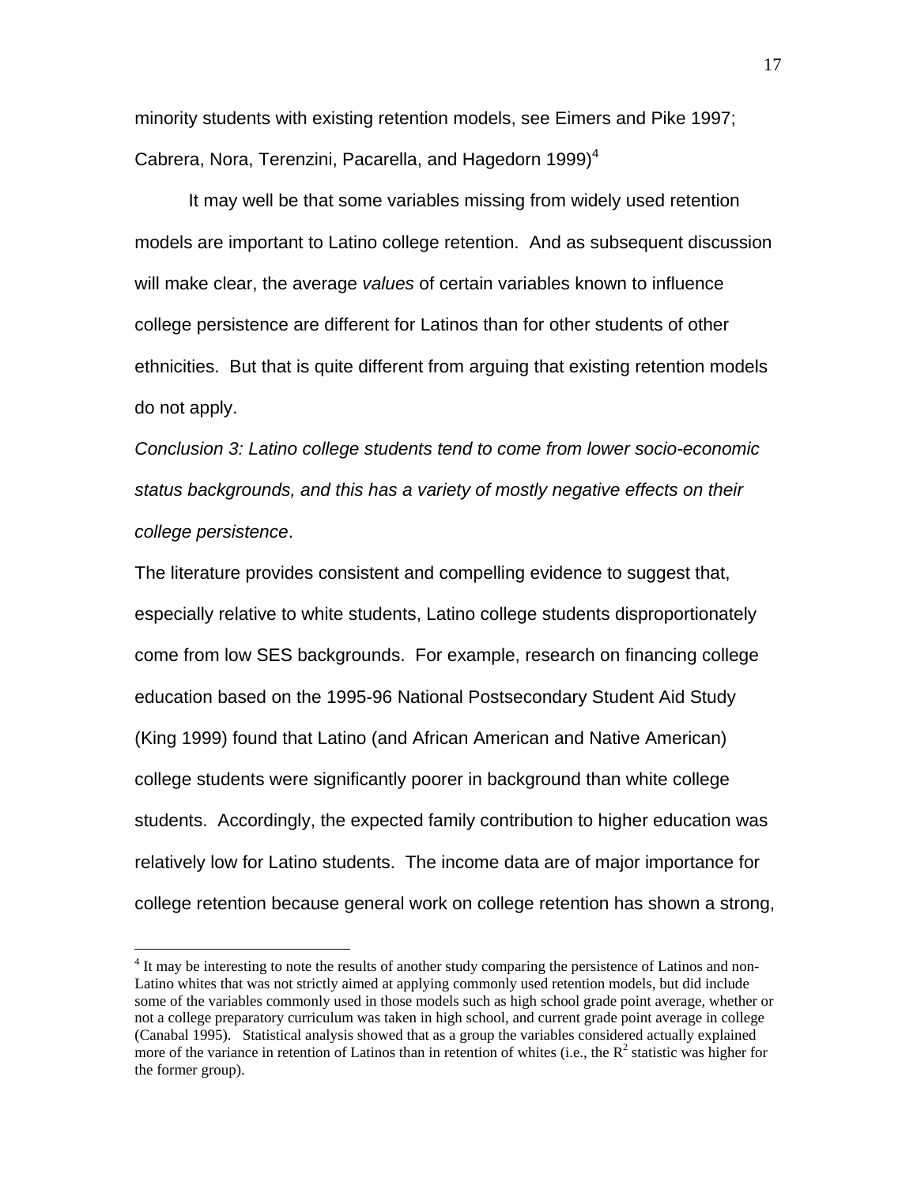minority students with existing retention models, see Eimers and Pike 1997; Cabrera, Nora, Terenzini, Pacarella, and Hagedorn 1999)[4]

It may well be that some variables missing from widely used retention models are important to Latino college retention. And as subsequent discussion will make clear, the average *values* of certain variables known to influence college persistence are different for Latinos than for other students of other ethnicities. But that is quite different from arguing that existing retention models do not apply.

*Conclusion 3: Latino college students tend to come from lower socio-economic status backgrounds, and this has a variety of mostly negative effects on their college persistence*.

The literature provides consistent and compelling evidence to suggest that, especially relative to white students, Latino college students disproportionately come from low SES backgrounds. For example, research on financing college education based on the 1995-96 National Postsecondary Student Aid Study (King 1999) found that Latino (and African American and Native American) college students were significantly poorer in background than white college students. Accordingly, the expected family contribution to higher education was relatively low for Latino students. The income data are of major importance for college retention because general work on college retention has shown a strong,

---

[4] It may be interesting to note the results of another study comparing the persistence of Latinos and non-Latino whites that was not strictly aimed at applying commonly used retention models, but did include some of the variables commonly used in those models such as high school grade point average, whether or not a college preparatory curriculum was taken in high school, and current grade point average in college (Canabal 1995). Statistical analysis showed that as a group the variables considered actually explained more of the variance in retention of Latinos than in retention of whites (i.e., the $R^2$ statistic was higher for the former group).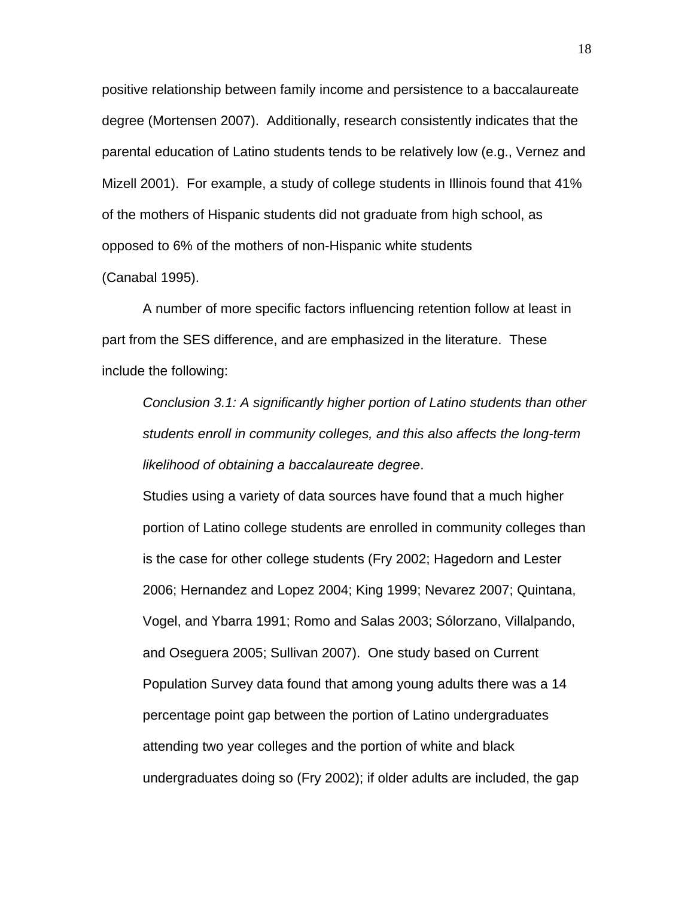positive relationship between family income and persistence to a baccalaureate degree (Mortensen 2007). Additionally, research consistently indicates that the parental education of Latino students tends to be relatively low (e.g., Vernez and Mizell 2001). For example, a study of college students in Illinois found that 41% of the mothers of Hispanic students did not graduate from high school, as opposed to 6% of the mothers of non-Hispanic white students (Canabal 1995).

A number of more specific factors influencing retention follow at least in part from the SES difference, and are emphasized in the literature. These include the following:

> *Conclusion 3.1: A significantly higher portion of Latino students than other students enroll in community colleges, and this also affects the long-term likelihood of obtaining a baccalaureate degree*.
>
> Studies using a variety of data sources have found that a much higher portion of Latino college students are enrolled in community colleges than is the case for other college students (Fry 2002; Hagedorn and Lester 2006; Hernandez and Lopez 2004; King 1999; Nevarez 2007; Quintana, Vogel, and Ybarra 1991; Romo and Salas 2003; Sólorzano, Villalpando, and Oseguera 2005; Sullivan 2007). One study based on Current Population Survey data found that among young adults there was a 14 percentage point gap between the portion of Latino undergraduates attending two year colleges and the portion of white and black undergraduates doing so (Fry 2002); if older adults are included, the gap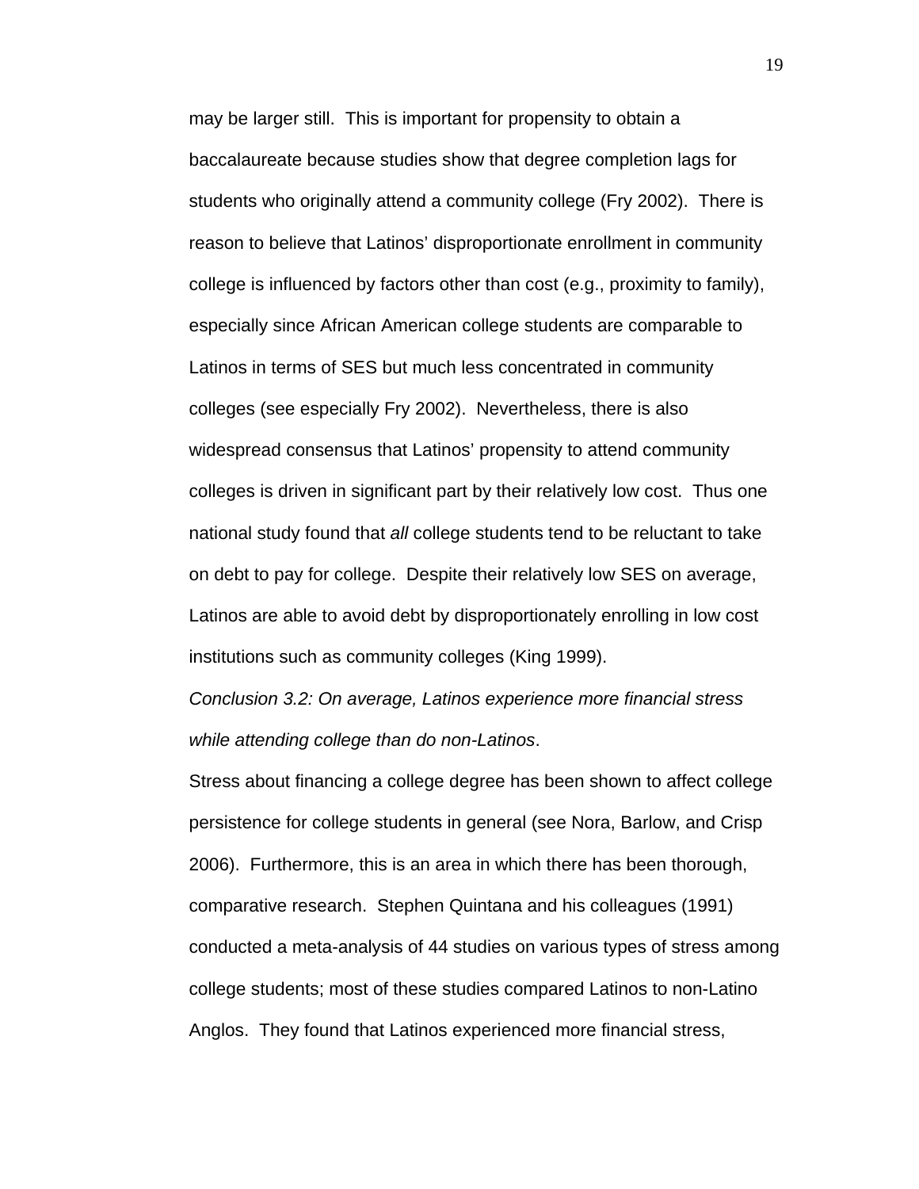may be larger still. This is important for propensity to obtain a baccalaureate because studies show that degree completion lags for students who originally attend a community college (Fry 2002). There is reason to believe that Latinos' disproportionate enrollment in community college is influenced by factors other than cost (e.g., proximity to family), especially since African American college students are comparable to Latinos in terms of SES but much less concentrated in community colleges (see especially Fry 2002). Nevertheless, there is also widespread consensus that Latinos' propensity to attend community colleges is driven in significant part by their relatively low cost. Thus one national study found that *all* college students tend to be reluctant to take on debt to pay for college. Despite their relatively low SES on average, Latinos are able to avoid debt by disproportionately enrolling in low cost institutions such as community colleges (King 1999).

*Conclusion 3.2: On average, Latinos experience more financial stress while attending college than do non-Latinos*.

Stress about financing a college degree has been shown to affect college persistence for college students in general (see Nora, Barlow, and Crisp 2006). Furthermore, this is an area in which there has been thorough, comparative research. Stephen Quintana and his colleagues (1991) conducted a meta-analysis of 44 studies on various types of stress among college students; most of these studies compared Latinos to non-Latino Anglos. They found that Latinos experienced more financial stress,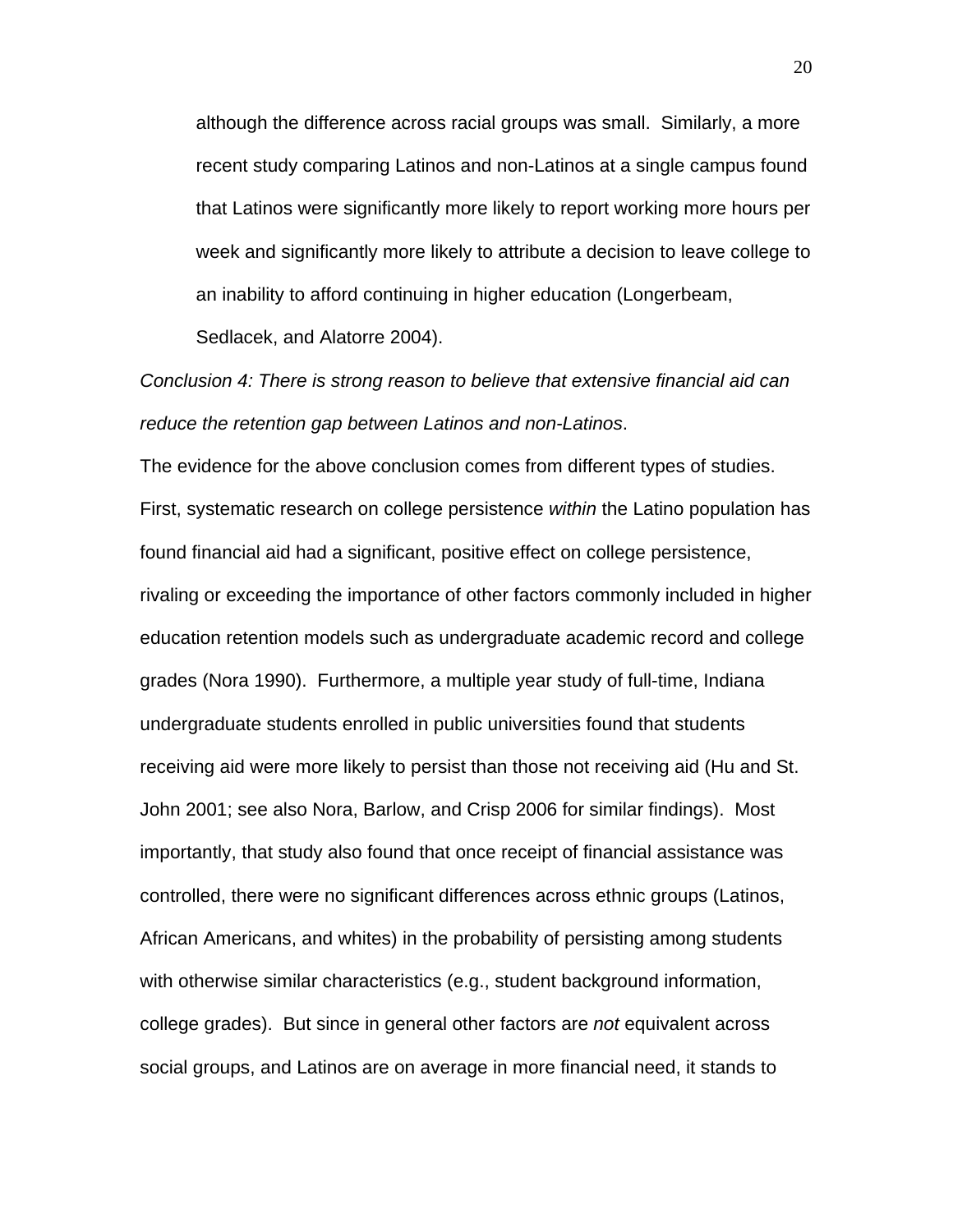although the difference across racial groups was small. Similarly, a more recent study comparing Latinos and non-Latinos at a single campus found that Latinos were significantly more likely to report working more hours per week and significantly more likely to attribute a decision to leave college to an inability to afford continuing in higher education (Longerbeam, Sedlacek, and Alatorre 2004).

*Conclusion 4: There is strong reason to believe that extensive financial aid can reduce the retention gap between Latinos and non-Latinos*.

The evidence for the above conclusion comes from different types of studies. First, systematic research on college persistence *within* the Latino population has found financial aid had a significant, positive effect on college persistence, rivaling or exceeding the importance of other factors commonly included in higher education retention models such as undergraduate academic record and college grades (Nora 1990). Furthermore, a multiple year study of full-time, Indiana undergraduate students enrolled in public universities found that students receiving aid were more likely to persist than those not receiving aid (Hu and St. John 2001; see also Nora, Barlow, and Crisp 2006 for similar findings). Most importantly, that study also found that once receipt of financial assistance was controlled, there were no significant differences across ethnic groups (Latinos, African Americans, and whites) in the probability of persisting among students with otherwise similar characteristics (e.g., student background information, college grades). But since in general other factors are *not* equivalent across social groups, and Latinos are on average in more financial need, it stands to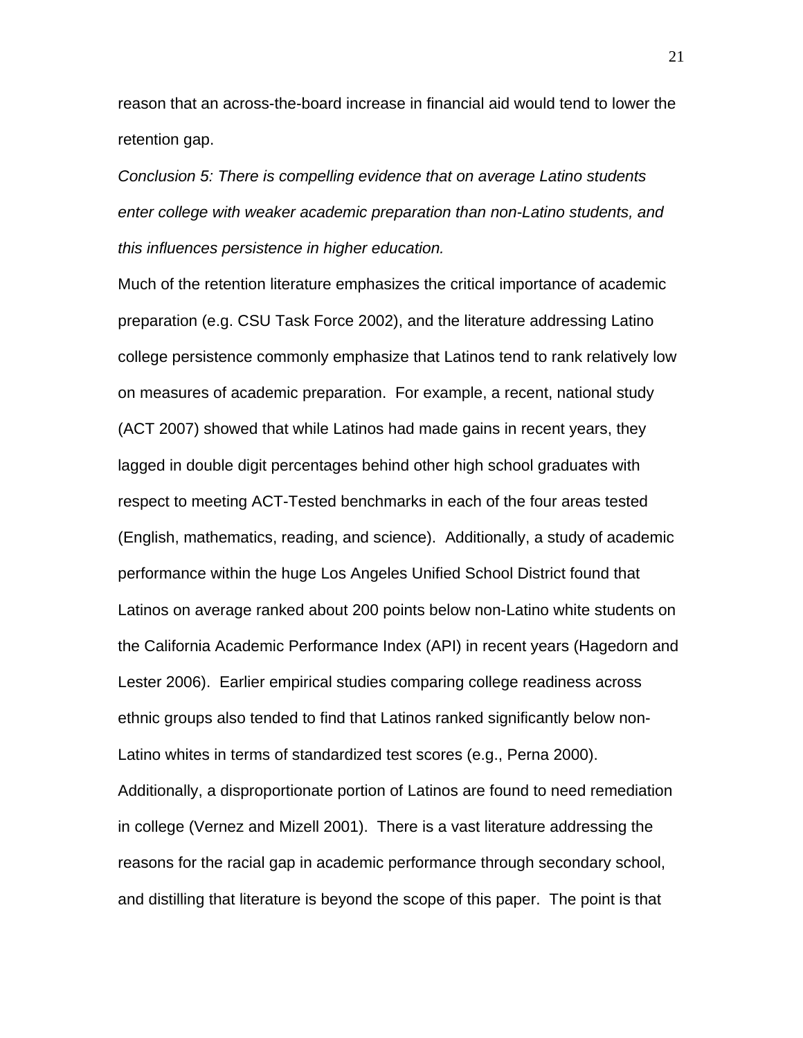reason that an across-the-board increase in financial aid would tend to lower the retention gap.

*Conclusion 5: There is compelling evidence that on average Latino students enter college with weaker academic preparation than non-Latino students, and this influences persistence in higher education.*

Much of the retention literature emphasizes the critical importance of academic preparation (e.g. CSU Task Force 2002), and the literature addressing Latino college persistence commonly emphasize that Latinos tend to rank relatively low on measures of academic preparation. For example, a recent, national study (ACT 2007) showed that while Latinos had made gains in recent years, they lagged in double digit percentages behind other high school graduates with respect to meeting ACT-Tested benchmarks in each of the four areas tested (English, mathematics, reading, and science). Additionally, a study of academic performance within the huge Los Angeles Unified School District found that Latinos on average ranked about 200 points below non-Latino white students on the California Academic Performance Index (API) in recent years (Hagedorn and Lester 2006). Earlier empirical studies comparing college readiness across ethnic groups also tended to find that Latinos ranked significantly below non-Latino whites in terms of standardized test scores (e.g., Perna 2000). Additionally, a disproportionate portion of Latinos are found to need remediation in college (Vernez and Mizell 2001). There is a vast literature addressing the reasons for the racial gap in academic performance through secondary school, and distilling that literature is beyond the scope of this paper. The point is that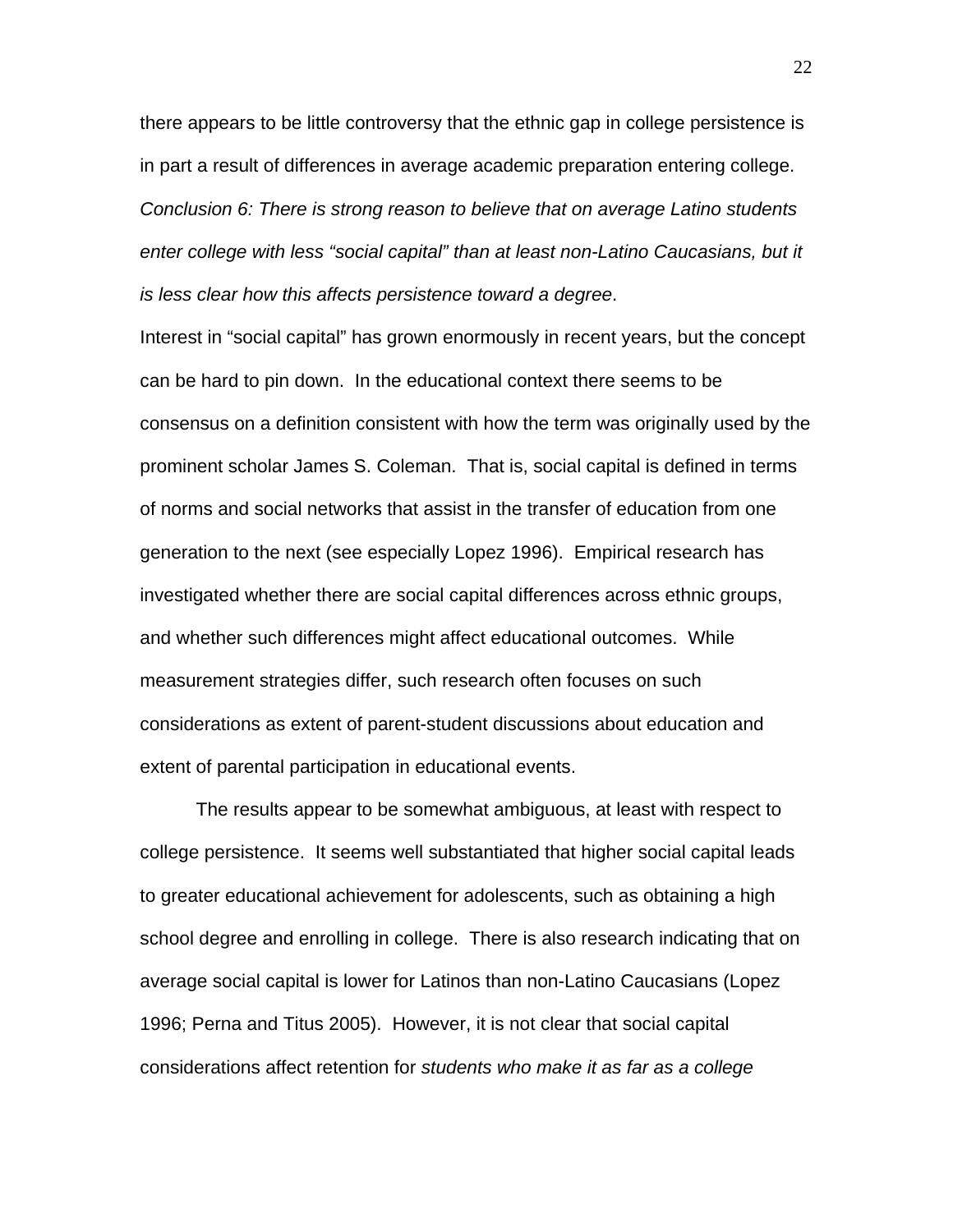there appears to be little controversy that the ethnic gap in college persistence is in part a result of differences in average academic preparation entering college.

*Conclusion 6: There is strong reason to believe that on average Latino students enter college with less "social capital" than at least non-Latino Caucasians, but it is less clear how this affects persistence toward a degree*.

Interest in "social capital" has grown enormously in recent years, but the concept can be hard to pin down. In the educational context there seems to be consensus on a definition consistent with how the term was originally used by the prominent scholar James S. Coleman. That is, social capital is defined in terms of norms and social networks that assist in the transfer of education from one generation to the next (see especially Lopez 1996). Empirical research has investigated whether there are social capital differences across ethnic groups, and whether such differences might affect educational outcomes. While measurement strategies differ, such research often focuses on such considerations as extent of parent-student discussions about education and extent of parental participation in educational events.

The results appear to be somewhat ambiguous, at least with respect to college persistence. It seems well substantiated that higher social capital leads to greater educational achievement for adolescents, such as obtaining a high school degree and enrolling in college. There is also research indicating that on average social capital is lower for Latinos than non-Latino Caucasians (Lopez 1996; Perna and Titus 2005). However, it is not clear that social capital considerations affect retention for *students who make it as far as a college*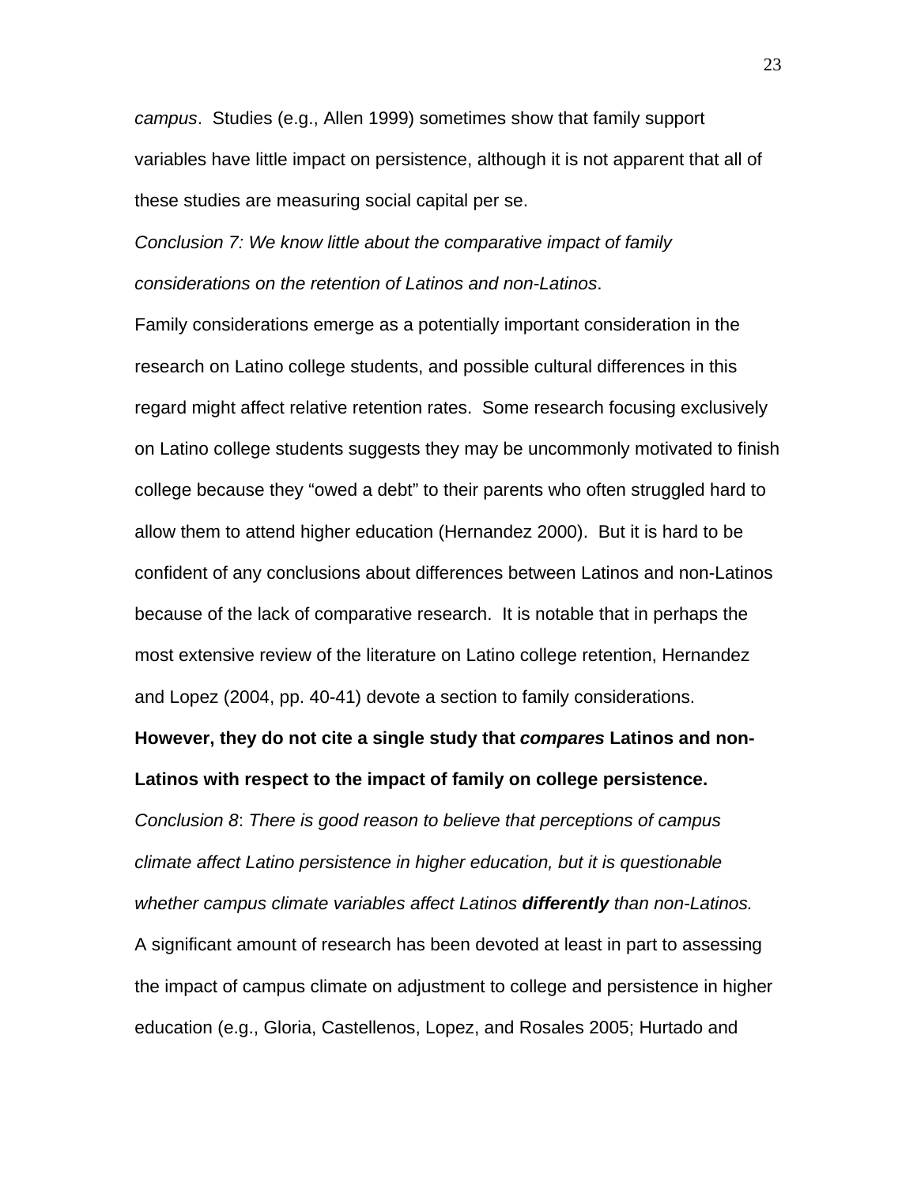*campus*. Studies (e.g., Allen 1999) sometimes show that family support variables have little impact on persistence, although it is not apparent that all of these studies are measuring social capital per se.

*Conclusion 7: We know little about the comparative impact of family considerations on the retention of Latinos and non-Latinos*.

Family considerations emerge as a potentially important consideration in the research on Latino college students, and possible cultural differences in this regard might affect relative retention rates. Some research focusing exclusively on Latino college students suggests they may be uncommonly motivated to finish college because they "owed a debt" to their parents who often struggled hard to allow them to attend higher education (Hernandez 2000). But it is hard to be confident of any conclusions about differences between Latinos and non-Latinos because of the lack of comparative research. It is notable that in perhaps the most extensive review of the literature on Latino college retention, Hernandez and Lopez (2004, pp. 40-41) devote a section to family considerations. **However, they do not cite a single study that *compares* Latinos and non-Latinos with respect to the impact of family on college persistence.**

*Conclusion 8*: *There is good reason to believe that perceptions of campus climate affect Latino persistence in higher education, but it is questionable whether campus climate variables affect Latinos **differently** than non-Latinos.*

A significant amount of research has been devoted at least in part to assessing the impact of campus climate on adjustment to college and persistence in higher education (e.g., Gloria, Castellenos, Lopez, and Rosales 2005; Hurtado and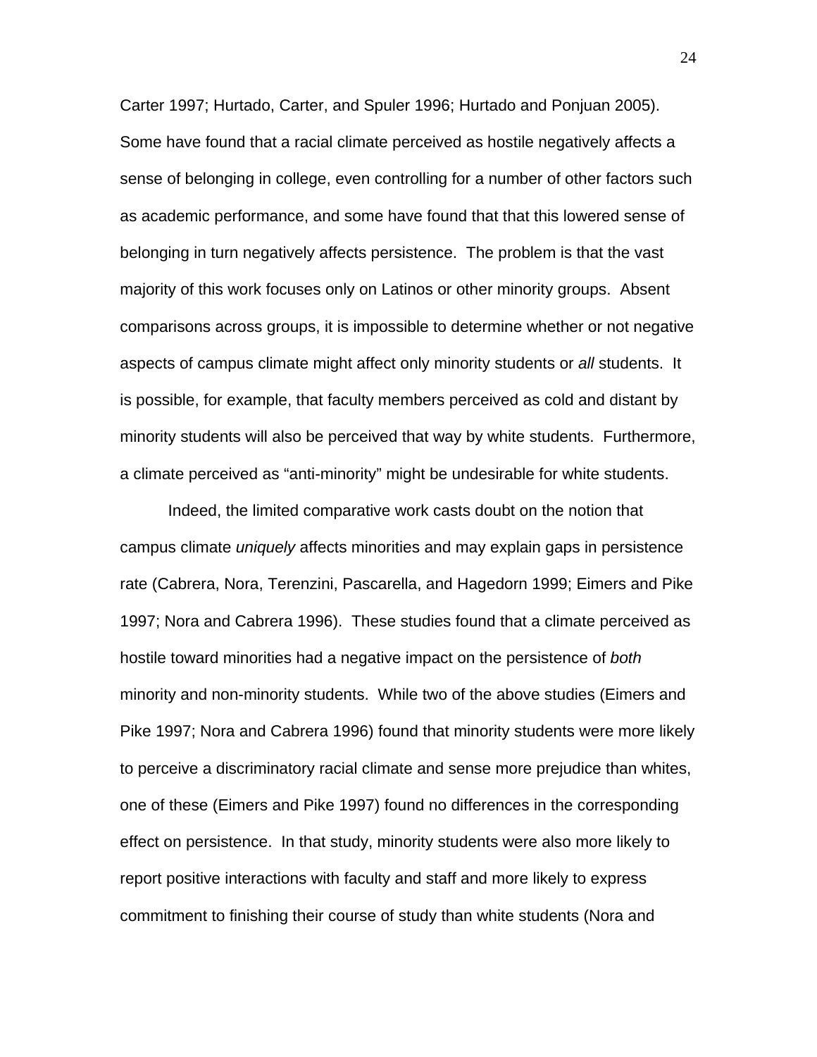Carter 1997; Hurtado, Carter, and Spuler 1996; Hurtado and Ponjuan 2005). Some have found that a racial climate perceived as hostile negatively affects a sense of belonging in college, even controlling for a number of other factors such as academic performance, and some have found that that this lowered sense of belonging in turn negatively affects persistence. The problem is that the vast majority of this work focuses only on Latinos or other minority groups. Absent comparisons across groups, it is impossible to determine whether or not negative aspects of campus climate might affect only minority students or *all* students. It is possible, for example, that faculty members perceived as cold and distant by minority students will also be perceived that way by white students. Furthermore, a climate perceived as "anti-minority" might be undesirable for white students.

Indeed, the limited comparative work casts doubt on the notion that campus climate *uniquely* affects minorities and may explain gaps in persistence rate (Cabrera, Nora, Terenzini, Pascarella, and Hagedorn 1999; Eimers and Pike 1997; Nora and Cabrera 1996). These studies found that a climate perceived as hostile toward minorities had a negative impact on the persistence of *both* minority and non-minority students. While two of the above studies (Eimers and Pike 1997; Nora and Cabrera 1996) found that minority students were more likely to perceive a discriminatory racial climate and sense more prejudice than whites, one of these (Eimers and Pike 1997) found no differences in the corresponding effect on persistence. In that study, minority students were also more likely to report positive interactions with faculty and staff and more likely to express commitment to finishing their course of study than white students (Nora and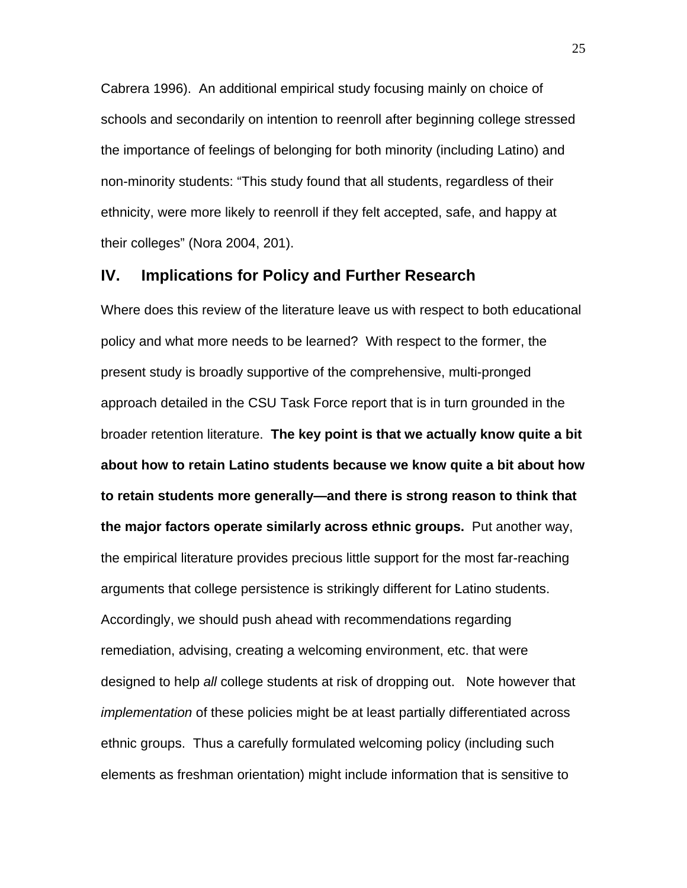Cabrera 1996). An additional empirical study focusing mainly on choice of schools and secondarily on intention to reenroll after beginning college stressed the importance of feelings of belonging for both minority (including Latino) and non-minority students: "This study found that all students, regardless of their ethnicity, were more likely to reenroll if they felt accepted, safe, and happy at their colleges" (Nora 2004, 201).

## IV. Implications for Policy and Further Research

Where does this review of the literature leave us with respect to both educational policy and what more needs to be learned? With respect to the former, the present study is broadly supportive of the comprehensive, multi-pronged approach detailed in the CSU Task Force report that is in turn grounded in the broader retention literature. **The key point is that we actually know quite a bit about how to retain Latino students because we know quite a bit about how to retain students more generally—and there is strong reason to think that the major factors operate similarly across ethnic groups.** Put another way, the empirical literature provides precious little support for the most far-reaching arguments that college persistence is strikingly different for Latino students. Accordingly, we should push ahead with recommendations regarding remediation, advising, creating a welcoming environment, etc. that were designed to help *all* college students at risk of dropping out. Note however that *implementation* of these policies might be at least partially differentiated across ethnic groups. Thus a carefully formulated welcoming policy (including such elements as freshman orientation) might include information that is sensitive to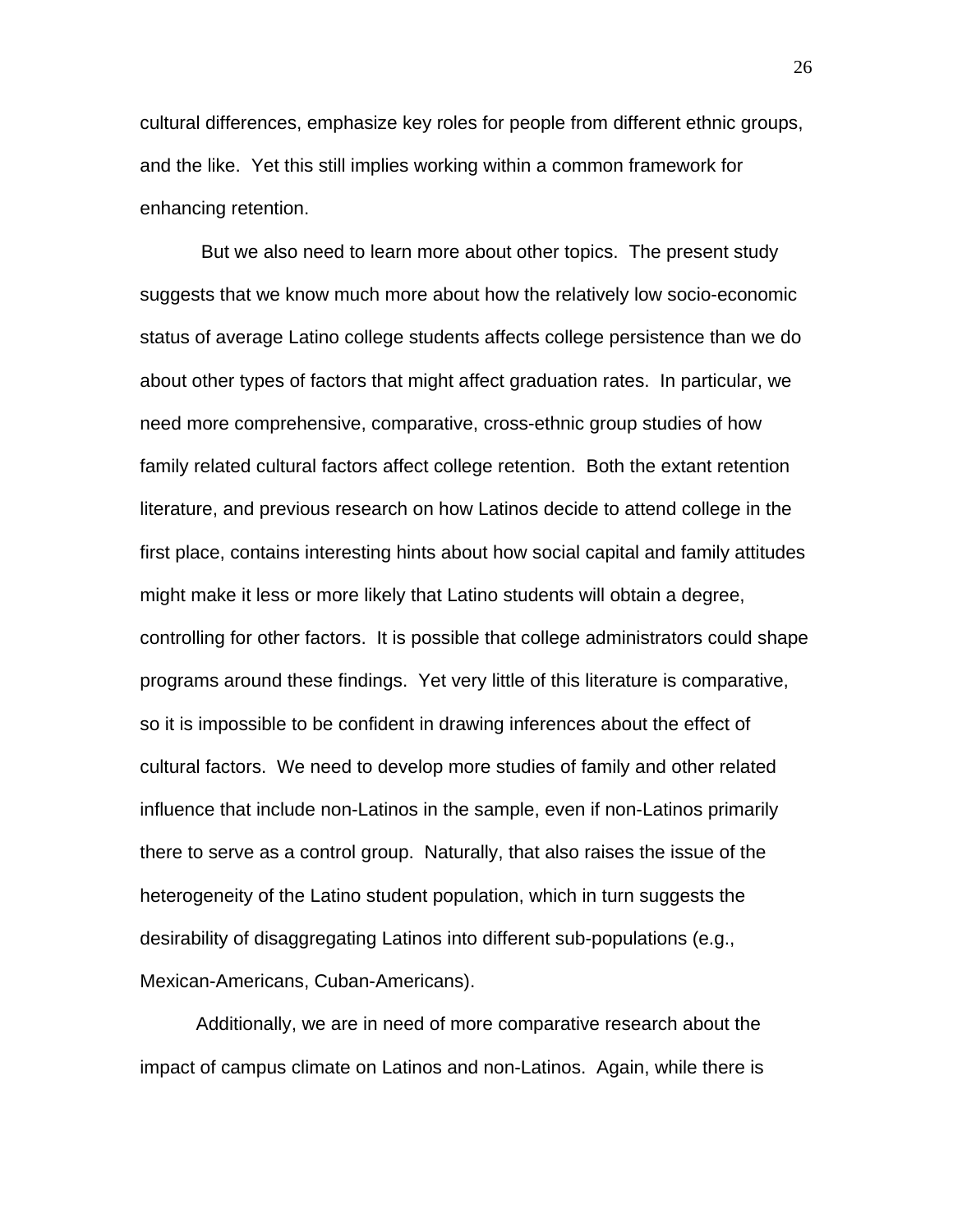cultural differences, emphasize key roles for people from different ethnic groups, and the like. Yet this still implies working within a common framework for enhancing retention.

But we also need to learn more about other topics. The present study suggests that we know much more about how the relatively low socio-economic status of average Latino college students affects college persistence than we do about other types of factors that might affect graduation rates. In particular, we need more comprehensive, comparative, cross-ethnic group studies of how family related cultural factors affect college retention. Both the extant retention literature, and previous research on how Latinos decide to attend college in the first place, contains interesting hints about how social capital and family attitudes might make it less or more likely that Latino students will obtain a degree, controlling for other factors. It is possible that college administrators could shape programs around these findings. Yet very little of this literature is comparative, so it is impossible to be confident in drawing inferences about the effect of cultural factors. We need to develop more studies of family and other related influence that include non-Latinos in the sample, even if non-Latinos primarily there to serve as a control group. Naturally, that also raises the issue of the heterogeneity of the Latino student population, which in turn suggests the desirability of disaggregating Latinos into different sub-populations (e.g., Mexican-Americans, Cuban-Americans).

Additionally, we are in need of more comparative research about the impact of campus climate on Latinos and non-Latinos. Again, while there is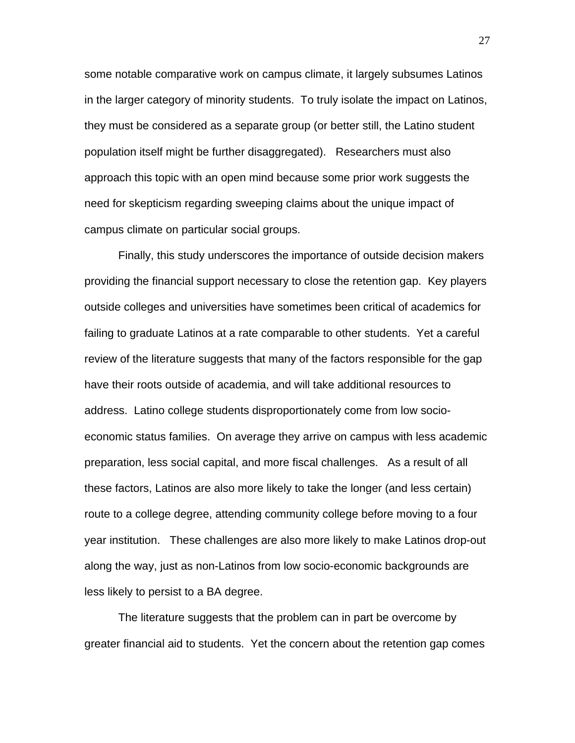some notable comparative work on campus climate, it largely subsumes Latinos in the larger category of minority students. To truly isolate the impact on Latinos, they must be considered as a separate group (or better still, the Latino student population itself might be further disaggregated). Researchers must also approach this topic with an open mind because some prior work suggests the need for skepticism regarding sweeping claims about the unique impact of campus climate on particular social groups.

Finally, this study underscores the importance of outside decision makers providing the financial support necessary to close the retention gap. Key players outside colleges and universities have sometimes been critical of academics for failing to graduate Latinos at a rate comparable to other students. Yet a careful review of the literature suggests that many of the factors responsible for the gap have their roots outside of academia, and will take additional resources to address. Latino college students disproportionately come from low socio-economic status families. On average they arrive on campus with less academic preparation, less social capital, and more fiscal challenges. As a result of all these factors, Latinos are also more likely to take the longer (and less certain) route to a college degree, attending community college before moving to a four year institution. These challenges are also more likely to make Latinos drop-out along the way, just as non-Latinos from low socio-economic backgrounds are less likely to persist to a BA degree.

The literature suggests that the problem can in part be overcome by greater financial aid to students. Yet the concern about the retention gap comes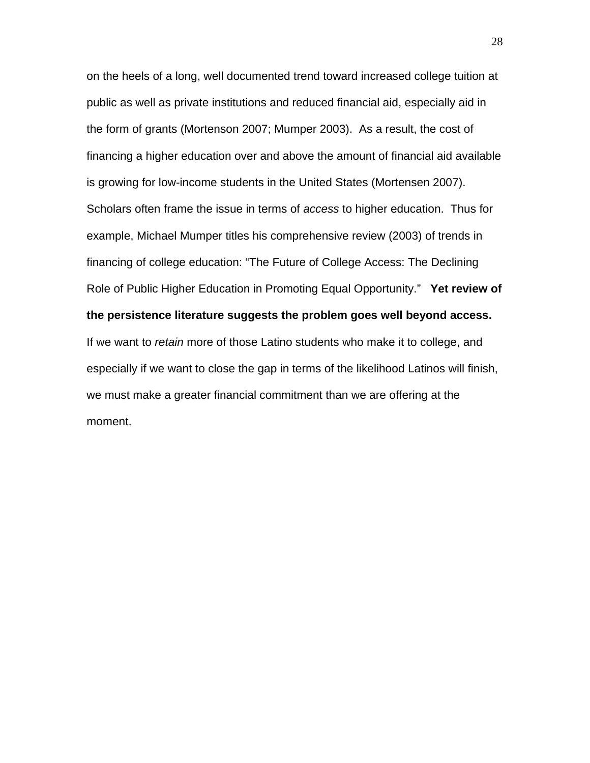on the heels of a long, well documented trend toward increased college tuition at public as well as private institutions and reduced financial aid, especially aid in the form of grants (Mortenson 2007; Mumper 2003). As a result, the cost of financing a higher education over and above the amount of financial aid available is growing for low-income students in the United States (Mortensen 2007). Scholars often frame the issue in terms of *access* to higher education. Thus for example, Michael Mumper titles his comprehensive review (2003) of trends in financing of college education: "The Future of College Access: The Declining Role of Public Higher Education in Promoting Equal Opportunity." **Yet review of the persistence literature suggests the problem goes well beyond access.** If we want to *retain* more of those Latino students who make it to college, and especially if we want to close the gap in terms of the likelihood Latinos will finish, we must make a greater financial commitment than we are offering at the moment.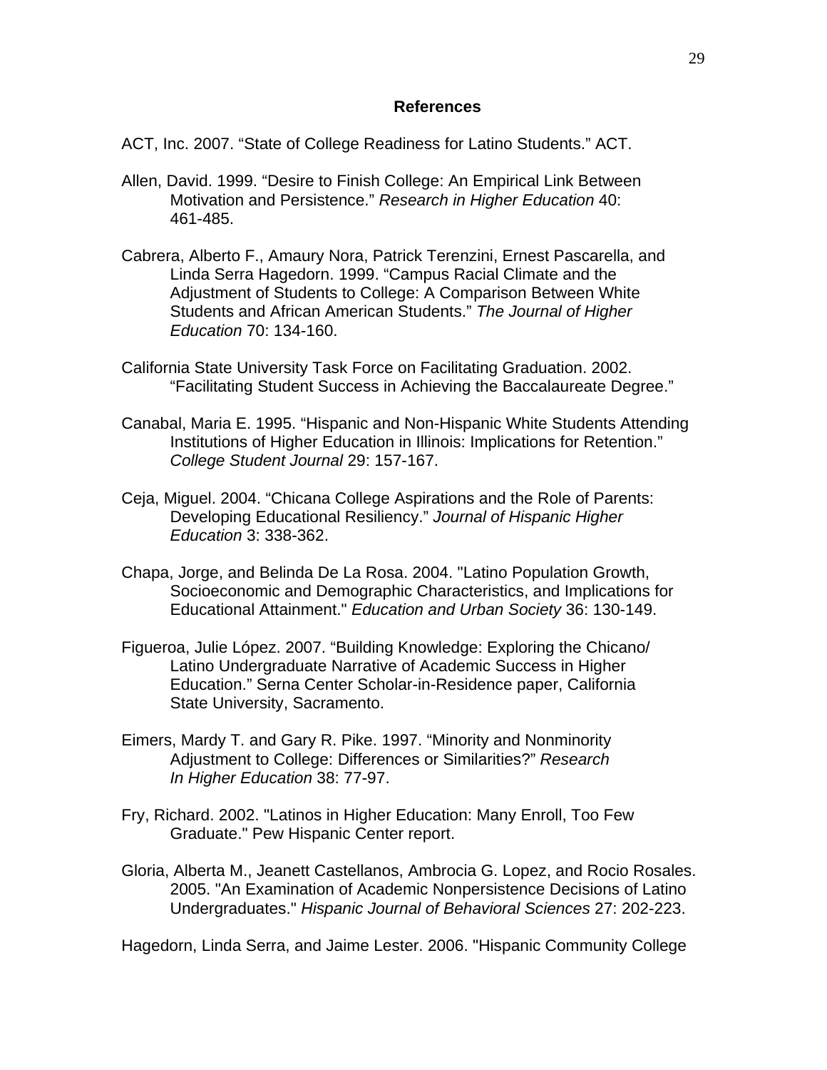## References

ACT, Inc. 2007. “State of College Readiness for Latino Students.” ACT.

Allen, David. 1999. “Desire to Finish College: An Empirical Link Between Motivation and Persistence.” *Research in Higher Education* 40: 461-485.

Cabrera, Alberto F., Amaury Nora, Patrick Terenzini, Ernest Pascarella, and Linda Serra Hagedorn. 1999. “Campus Racial Climate and the Adjustment of Students to College: A Comparison Between White Students and African American Students.” *The Journal of Higher Education* 70: 134-160.

California State University Task Force on Facilitating Graduation. 2002. “Facilitating Student Success in Achieving the Baccalaureate Degree.”

Canabal, Maria E. 1995. “Hispanic and Non-Hispanic White Students Attending Institutions of Higher Education in Illinois: Implications for Retention.” *College Student Journal* 29: 157-167.

Ceja, Miguel. 2004. “Chicana College Aspirations and the Role of Parents: Developing Educational Resiliency.” *Journal of Hispanic Higher Education* 3: 338-362.

Chapa, Jorge, and Belinda De La Rosa. 2004. "Latino Population Growth, Socioeconomic and Demographic Characteristics, and Implications for Educational Attainment." *Education and Urban Society* 36: 130-149.

Figueroa, Julie López. 2007. “Building Knowledge: Exploring the Chicano/ Latino Undergraduate Narrative of Academic Success in Higher Education.” Serna Center Scholar-in-Residence paper, California State University, Sacramento.

Eimers, Mardy T. and Gary R. Pike. 1997. “Minority and Nonminority Adjustment to College: Differences or Similarities?” *Research In Higher Education* 38: 77-97.

Fry, Richard. 2002. "Latinos in Higher Education: Many Enroll, Too Few Graduate." Pew Hispanic Center report.

Gloria, Alberta M., Jeanett Castellanos, Ambrocia G. Lopez, and Rocio Rosales. 2005. "An Examination of Academic Nonpersistence Decisions of Latino Undergraduates." *Hispanic Journal of Behavioral Sciences* 27: 202-223.

Hagedorn, Linda Serra, and Jaime Lester. 2006. "Hispanic Community College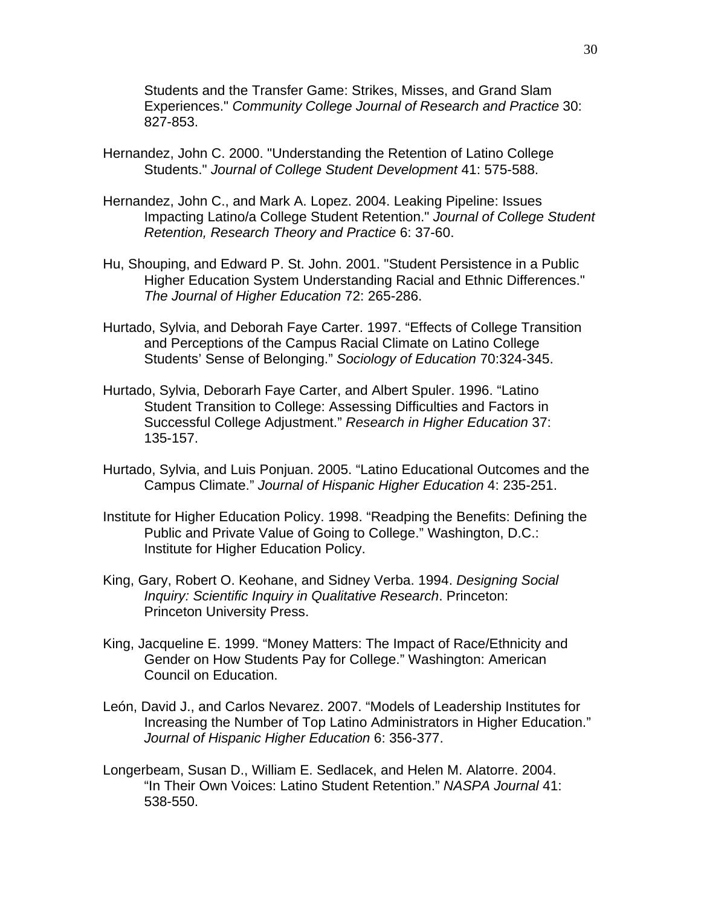Students and the Transfer Game: Strikes, Misses, and Grand Slam Experiences." *Community College Journal of Research and Practice* 30: 827-853.

Hernandez, John C. 2000. "Understanding the Retention of Latino College Students." *Journal of College Student Development* 41: 575-588.

Hernandez, John C., and Mark A. Lopez. 2004. Leaking Pipeline: Issues Impacting Latino/a College Student Retention." *Journal of College Student Retention, Research Theory and Practice* 6: 37-60.

Hu, Shouping, and Edward P. St. John. 2001. "Student Persistence in a Public Higher Education System Understanding Racial and Ethnic Differences." *The Journal of Higher Education* 72: 265-286.

Hurtado, Sylvia, and Deborah Faye Carter. 1997. "Effects of College Transition and Perceptions of the Campus Racial Climate on Latino College Students' Sense of Belonging." *Sociology of Education* 70:324-345.

Hurtado, Sylvia, Deborarh Faye Carter, and Albert Spuler. 1996. "Latino Student Transition to College: Assessing Difficulties and Factors in Successful College Adjustment." *Research in Higher Education* 37: 135-157.

Hurtado, Sylvia, and Luis Ponjuan. 2005. "Latino Educational Outcomes and the Campus Climate." *Journal of Hispanic Higher Education* 4: 235-251.

Institute for Higher Education Policy. 1998. "Readping the Benefits: Defining the Public and Private Value of Going to College." Washington, D.C.: Institute for Higher Education Policy.

King, Gary, Robert O. Keohane, and Sidney Verba. 1994. *Designing Social Inquiry: Scientific Inquiry in Qualitative Research*. Princeton: Princeton University Press.

King, Jacqueline E. 1999. "Money Matters: The Impact of Race/Ethnicity and Gender on How Students Pay for College." Washington: American Council on Education.

León, David J., and Carlos Nevarez. 2007. "Models of Leadership Institutes for Increasing the Number of Top Latino Administrators in Higher Education." *Journal of Hispanic Higher Education* 6: 356-377.

Longerbeam, Susan D., William E. Sedlacek, and Helen M. Alatorre. 2004. "In Their Own Voices: Latino Student Retention." *NASPA Journal* 41: 538-550.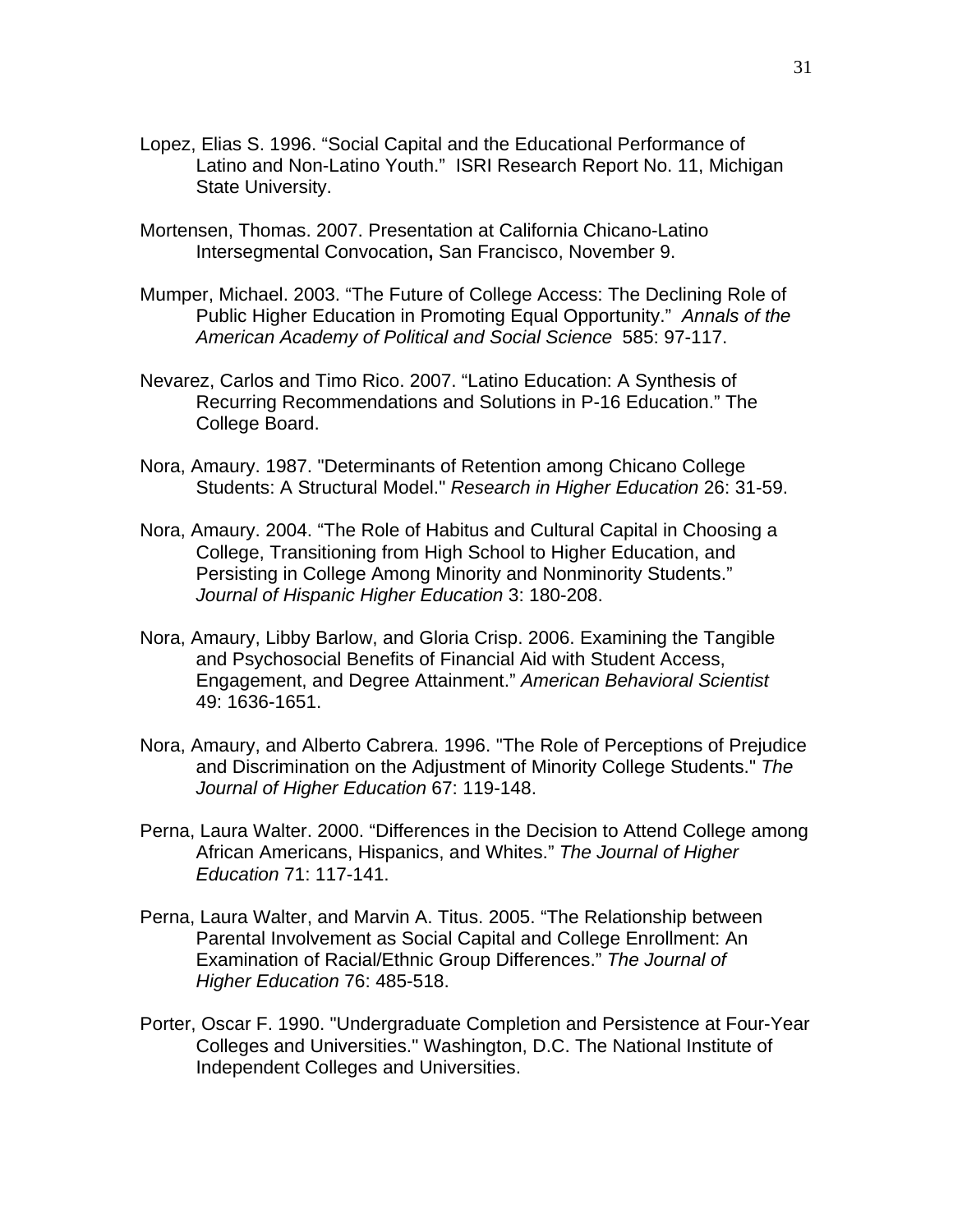Lopez, Elias S. 1996. “Social Capital and the Educational Performance of Latino and Non-Latino Youth.” ISRI Research Report No. 11, Michigan State University.

Mortensen, Thomas. 2007. Presentation at California Chicano-Latino Intersegmental Convocation**,** San Francisco, November 9.

Mumper, Michael. 2003. “The Future of College Access: The Declining Role of Public Higher Education in Promoting Equal Opportunity.” *Annals of the American Academy of Political and Social Science* 585: 97-117.

Nevarez, Carlos and Timo Rico. 2007. “Latino Education: A Synthesis of Recurring Recommendations and Solutions in P-16 Education.” The College Board.

Nora, Amaury. 1987. "Determinants of Retention among Chicano College Students: A Structural Model." *Research in Higher Education* 26: 31-59.

Nora, Amaury. 2004. “The Role of Habitus and Cultural Capital in Choosing a College, Transitioning from High School to Higher Education, and Persisting in College Among Minority and Nonminority Students.” *Journal of Hispanic Higher Education* 3: 180-208.

Nora, Amaury, Libby Barlow, and Gloria Crisp. 2006. Examining the Tangible and Psychosocial Benefits of Financial Aid with Student Access, Engagement, and Degree Attainment.” *American Behavioral Scientist* 49: 1636-1651.

Nora, Amaury, and Alberto Cabrera. 1996. "The Role of Perceptions of Prejudice and Discrimination on the Adjustment of Minority College Students." *The Journal of Higher Education* 67: 119-148.

Perna, Laura Walter. 2000. “Differences in the Decision to Attend College among African Americans, Hispanics, and Whites.” *The Journal of Higher Education* 71: 117-141.

Perna, Laura Walter, and Marvin A. Titus. 2005. “The Relationship between Parental Involvement as Social Capital and College Enrollment: An Examination of Racial/Ethnic Group Differences.” *The Journal of Higher Education* 76: 485-518.

Porter, Oscar F. 1990. "Undergraduate Completion and Persistence at Four-Year Colleges and Universities." Washington, D.C. The National Institute of Independent Colleges and Universities.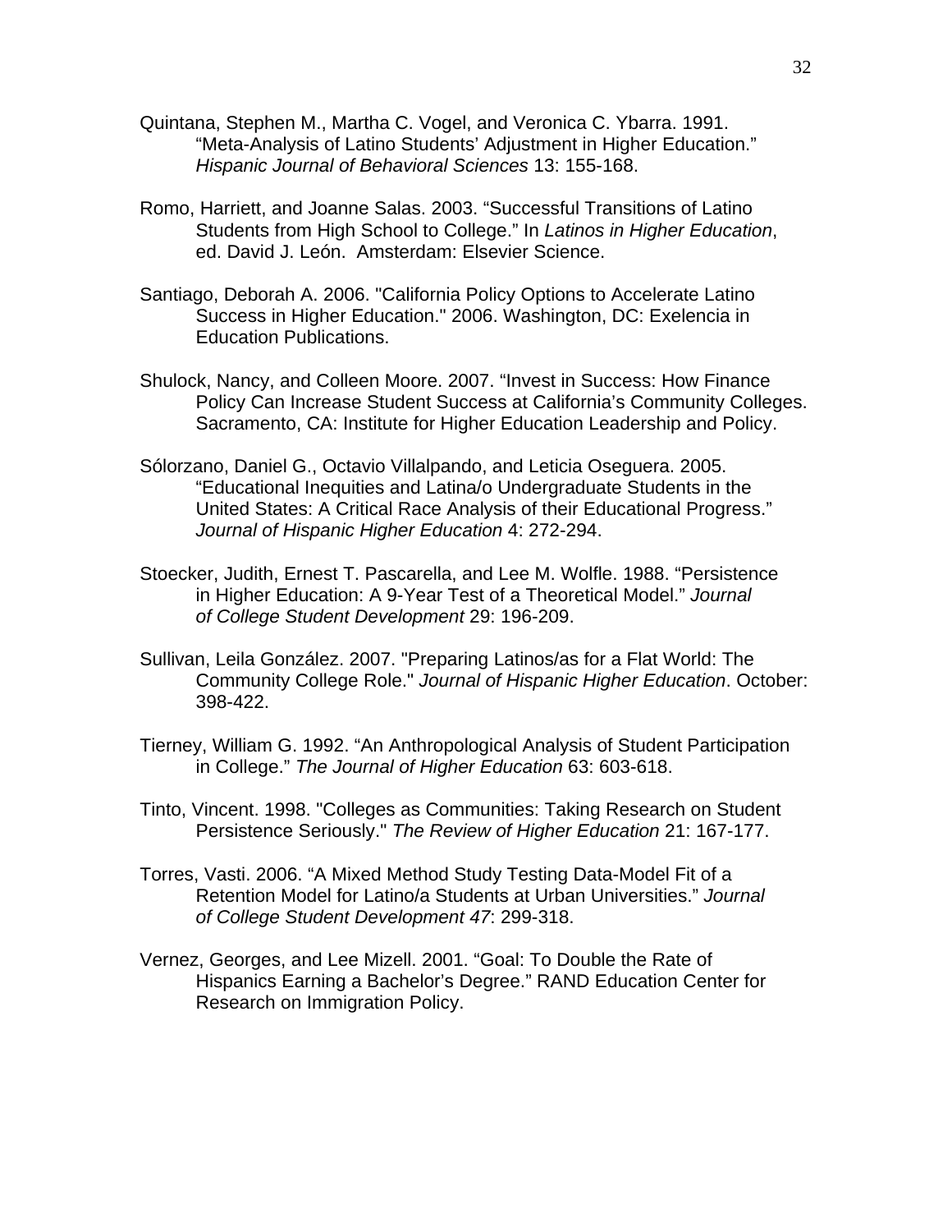Quintana, Stephen M., Martha C. Vogel, and Veronica C. Ybarra. 1991. “Meta-Analysis of Latino Students’ Adjustment in Higher Education.” *Hispanic Journal of Behavioral Sciences* 13: 155-168.

Romo, Harriett, and Joanne Salas. 2003. “Successful Transitions of Latino Students from High School to College.” In *Latinos in Higher Education*, ed. David J. León. Amsterdam: Elsevier Science.

Santiago, Deborah A. 2006. "California Policy Options to Accelerate Latino Success in Higher Education." 2006. Washington, DC: Exelencia in Education Publications.

Shulock, Nancy, and Colleen Moore. 2007. “Invest in Success: How Finance Policy Can Increase Student Success at California’s Community Colleges. Sacramento, CA: Institute for Higher Education Leadership and Policy.

Sólorzano, Daniel G., Octavio Villalpando, and Leticia Oseguera. 2005. “Educational Inequities and Latina/o Undergraduate Students in the United States: A Critical Race Analysis of their Educational Progress.” *Journal of Hispanic Higher Education* 4: 272-294.

Stoecker, Judith, Ernest T. Pascarella, and Lee M. Wolfle. 1988. “Persistence in Higher Education: A 9-Year Test of a Theoretical Model.” *Journal of College Student Development* 29: 196-209.

Sullivan, Leila González. 2007. "Preparing Latinos/as for a Flat World: The Community College Role." *Journal of Hispanic Higher Education*. October: 398-422.

Tierney, William G. 1992. “An Anthropological Analysis of Student Participation in College.” *The Journal of Higher Education* 63: 603-618.

Tinto, Vincent. 1998. "Colleges as Communities: Taking Research on Student Persistence Seriously." *The Review of Higher Education* 21: 167-177.

Torres, Vasti. 2006. “A Mixed Method Study Testing Data-Model Fit of a Retention Model for Latino/a Students at Urban Universities.” *Journal of College Student Development 47*: 299-318.

Vernez, Georges, and Lee Mizell. 2001. “Goal: To Double the Rate of Hispanics Earning a Bachelor’s Degree.” RAND Education Center for Research on Immigration Policy.